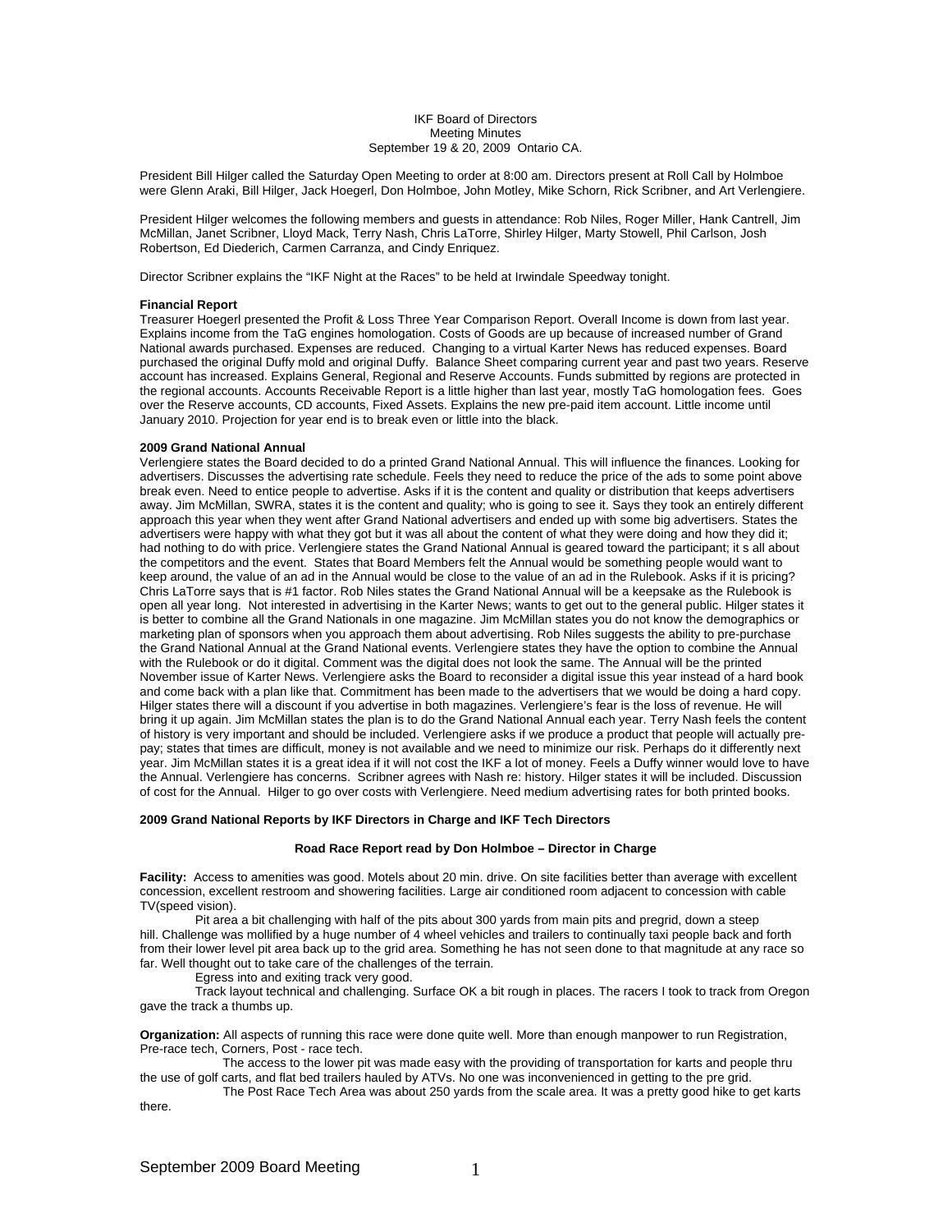IKF Board of Directors
Meeting Minutes
September 19 & 20, 2009 Ontario CA.

President Bill Hilger called the Saturday Open Meeting to order at 8:00 am. Directors present at Roll Call by Holmboe were Glenn Araki, Bill Hilger, Jack Hoegerl, Don Holmboe, John Motley, Mike Schorn, Rick Scribner, and Art Verlengiere.

President Hilger welcomes the following members and guests in attendance: Rob Niles, Roger Miller, Hank Cantrell, Jim McMillan, Janet Scribner, Lloyd Mack, Terry Nash, Chris LaTorre, Shirley Hilger, Marty Stowell, Phil Carlson, Josh Robertson, Ed Diederich, Carmen Carranza, and Cindy Enriquez.

Director Scribner explains the "IKF Night at the Races" to be held at Irwindale Speedway tonight.

**Financial Report**

Treasurer Hoegerl presented the Profit & Loss Three Year Comparison Report. Overall Income is down from last year. Explains income from the TaG engines homologation. Costs of Goods are up because of increased number of Grand National awards purchased. Expenses are reduced. Changing to a virtual Karter News has reduced expenses. Board purchased the original Duffy mold and original Duffy. Balance Sheet comparing current year and past two years. Reserve account has increased. Explains General, Regional and Reserve Accounts. Funds submitted by regions are protected in the regional accounts. Accounts Receivable Report is a little higher than last year, mostly TaG homologation fees. Goes over the Reserve accounts, CD accounts, Fixed Assets. Explains the new pre-paid item account. Little income until January 2010. Projection for year end is to break even or little into the black.

**2009 Grand National Annual**

Verlengiere states the Board decided to do a printed Grand National Annual. This will influence the finances. Looking for advertisers. Discusses the advertising rate schedule. Feels they need to reduce the price of the ads to some point above break even. Need to entice people to advertise. Asks if it is the content and quality or distribution that keeps advertisers away. Jim McMillan, SWRA, states it is the content and quality; who is going to see it. Says they took an entirely different approach this year when they went after Grand National advertisers and ended up with some big advertisers. States the advertisers were happy with what they got but it was all about the content of what they were doing and how they did it; had nothing to do with price. Verlengiere states the Grand National Annual is geared toward the participant; it s all about the competitors and the event. States that Board Members felt the Annual would be something people would want to keep around, the value of an ad in the Annual would be close to the value of an ad in the Rulebook. Asks if it is pricing? Chris LaTorre says that is #1 factor. Rob Niles states the Grand National Annual will be a keepsake as the Rulebook is open all year long. Not interested in advertising in the Karter News; wants to get out to the general public. Hilger states it is better to combine all the Grand Nationals in one magazine. Jim McMillan states you do not know the demographics or marketing plan of sponsors when you approach them about advertising. Rob Niles suggests the ability to pre-purchase the Grand National Annual at the Grand National events. Verlengiere states they have the option to combine the Annual with the Rulebook or do it digital. Comment was the digital does not look the same. The Annual will be the printed November issue of Karter News. Verlengiere asks the Board to reconsider a digital issue this year instead of a hard book and come back with a plan like that. Commitment has been made to the advertisers that we would be doing a hard copy. Hilger states there will a discount if you advertise in both magazines. Verlengiere's fear is the loss of revenue. He will bring it up again. Jim McMillan states the plan is to do the Grand National Annual each year. Terry Nash feels the content of history is very important and should be included. Verlengiere asks if we produce a product that people will actually pre-pay; states that times are difficult, money is not available and we need to minimize our risk. Perhaps do it differently next year. Jim McMillan states it is a great idea if it will not cost the IKF a lot of money. Feels a Duffy winner would love to have the Annual. Verlengiere has concerns. Scribner agrees with Nash re: history. Hilger states it will be included. Discussion of cost for the Annual. Hilger to go over costs with Verlengiere. Need medium advertising rates for both printed books.

**2009 Grand National Reports by IKF Directors in Charge and IKF Tech Directors**

**Road Race Report read by Don Holmboe – Director in Charge**

**Facility:** Access to amenities was good. Motels about 20 min. drive. On site facilities better than average with excellent concession, excellent restroom and showering facilities. Large air conditioned room adjacent to concession with cable TV(speed vision).

Pit area a bit challenging with half of the pits about 300 yards from main pits and pregrid, down a steep hill. Challenge was mollified by a huge number of 4 wheel vehicles and trailers to continually taxi people back and forth from their lower level pit area back up to the grid area. Something he has not seen done to that magnitude at any race so far. Well thought out to take care of the challenges of the terrain.

Egress into and exiting track very good.

Track layout technical and challenging. Surface OK a bit rough in places. The racers I took to track from Oregon gave the track a thumbs up.

**Organization:** All aspects of running this race were done quite well. More than enough manpower to run Registration, Pre-race tech, Corners, Post - race tech.

The access to the lower pit was made easy with the providing of transportation for karts and people thru the use of golf carts, and flat bed trailers hauled by ATVs. No one was inconvenienced in getting to the pre grid.

The Post Race Tech Area was about 250 yards from the scale area. It was a pretty good hike to get karts there.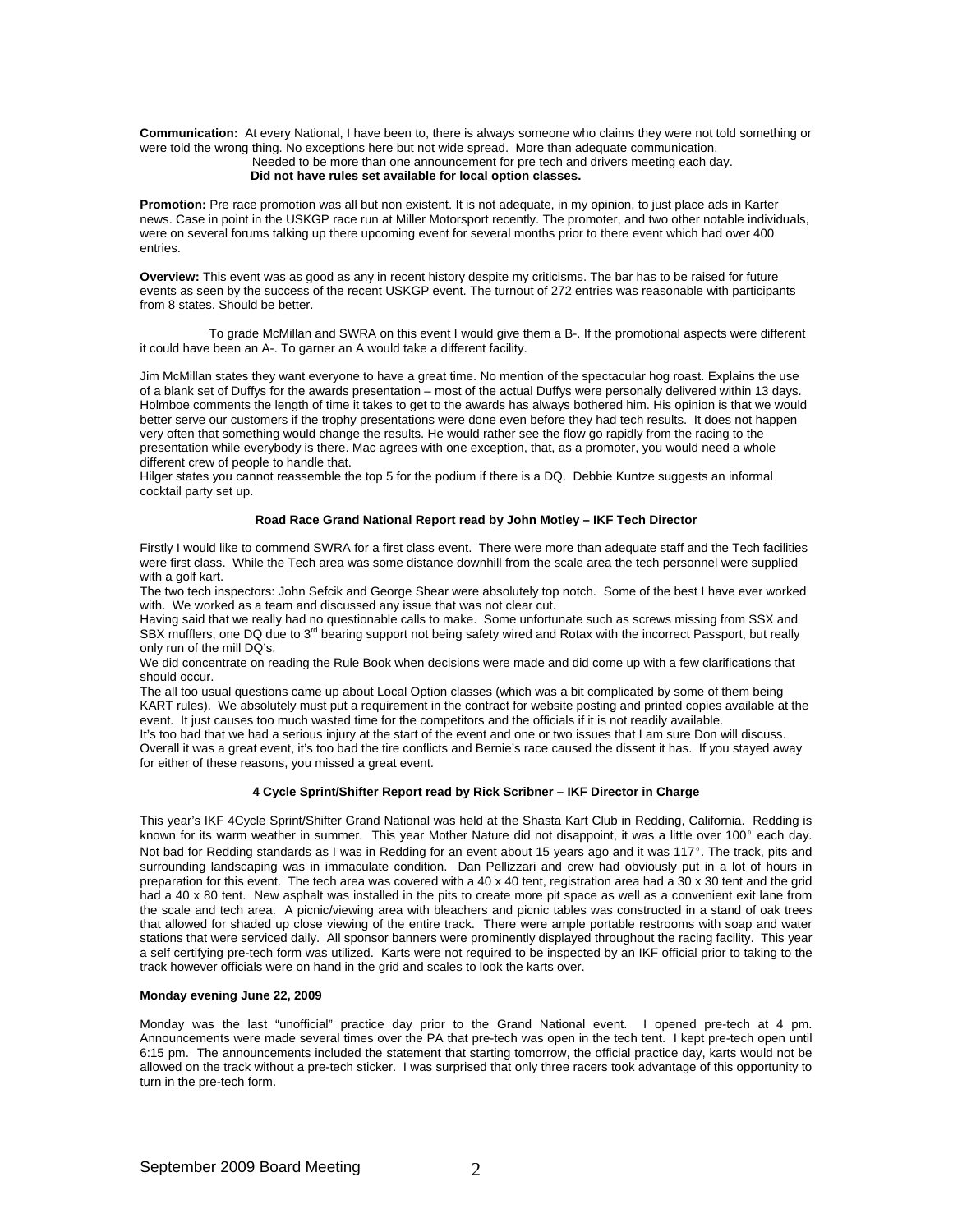**Communication:** At every National, I have been to, there is always someone who claims they were not told something or were told the wrong thing. No exceptions here but not wide spread. More than adequate communication.
Needed to be more than one announcement for pre tech and drivers meeting each day.
**Did not have rules set available for local option classes.**

**Promotion:** Pre race promotion was all but non existent. It is not adequate, in my opinion, to just place ads in Karter news. Case in point in the USKGP race run at Miller Motorsport recently. The promoter, and two other notable individuals, were on several forums talking up there upcoming event for several months prior to there event which had over 400 entries.

**Overview:** This event was as good as any in recent history despite my criticisms. The bar has to be raised for future events as seen by the success of the recent USKGP event. The turnout of 272 entries was reasonable with participants from 8 states. Should be better.

To grade McMillan and SWRA on this event I would give them a B-. If the promotional aspects were different it could have been an A-. To garner an A would take a different facility.

Jim McMillan states they want everyone to have a great time. No mention of the spectacular hog roast. Explains the use of a blank set of Duffys for the awards presentation – most of the actual Duffys were personally delivered within 13 days. Holmboe comments the length of time it takes to get to the awards has always bothered him. His opinion is that we would better serve our customers if the trophy presentations were done even before they had tech results. It does not happen very often that something would change the results. He would rather see the flow go rapidly from the racing to the presentation while everybody is there. Mac agrees with one exception, that, as a promoter, you would need a whole different crew of people to handle that.
Hilger states you cannot reassemble the top 5 for the podium if there is a DQ. Debbie Kuntze suggests an informal cocktail party set up.

### Road Race Grand National Report read by John Motley – IKF Tech Director

Firstly I would like to commend SWRA for a first class event. There were more than adequate staff and the Tech facilities were first class. While the Tech area was some distance downhill from the scale area the tech personnel were supplied with a golf kart.
The two tech inspectors: John Sefcik and George Shear were absolutely top notch. Some of the best I have ever worked with. We worked as a team and discussed any issue that was not clear cut.
Having said that we really had no questionable calls to make. Some unfortunate such as screws missing from SSX and SBX mufflers, one DQ due to 3rd bearing support not being safety wired and Rotax with the incorrect Passport, but really only run of the mill DQ's.
We did concentrate on reading the Rule Book when decisions were made and did come up with a few clarifications that should occur.
The all too usual questions came up about Local Option classes (which was a bit complicated by some of them being KART rules). We absolutely must put a requirement in the contract for website posting and printed copies available at the event. It just causes too much wasted time for the competitors and the officials if it is not readily available.
It's too bad that we had a serious injury at the start of the event and one or two issues that I am sure Don will discuss.
Overall it was a great event, it's too bad the tire conflicts and Bernie's race caused the dissent it has. If you stayed away for either of these reasons, you missed a great event.

### 4 Cycle Sprint/Shifter Report read by Rick Scribner – IKF Director in Charge

This year's IKF 4Cycle Sprint/Shifter Grand National was held at the Shasta Kart Club in Redding, California. Redding is known for its warm weather in summer. This year Mother Nature did not disappoint, it was a little over 100° each day. Not bad for Redding standards as I was in Redding for an event about 15 years ago and it was 117°. The track, pits and surrounding landscaping was in immaculate condition. Dan Pellizzari and crew had obviously put in a lot of hours in preparation for this event. The tech area was covered with a 40 x 40 tent, registration area had a 30 x 30 tent and the grid had a 40 x 80 tent. New asphalt was installed in the pits to create more pit space as well as a convenient exit lane from the scale and tech area. A picnic/viewing area with bleachers and picnic tables was constructed in a stand of oak trees that allowed for shaded up close viewing of the entire track. There were ample portable restrooms with soap and water stations that were serviced daily. All sponsor banners were prominently displayed throughout the racing facility. This year a self certifying pre-tech form was utilized. Karts were not required to be inspected by an IKF official prior to taking to the track however officials were on hand in the grid and scales to look the karts over.

**Monday evening June 22, 2009**

Monday was the last "unofficial" practice day prior to the Grand National event. I opened pre-tech at 4 pm. Announcements were made several times over the PA that pre-tech was open in the tech tent. I kept pre-tech open until 6:15 pm. The announcements included the statement that starting tomorrow, the official practice day, karts would not be allowed on the track without a pre-tech sticker. I was surprised that only three racers took advantage of this opportunity to turn in the pre-tech form.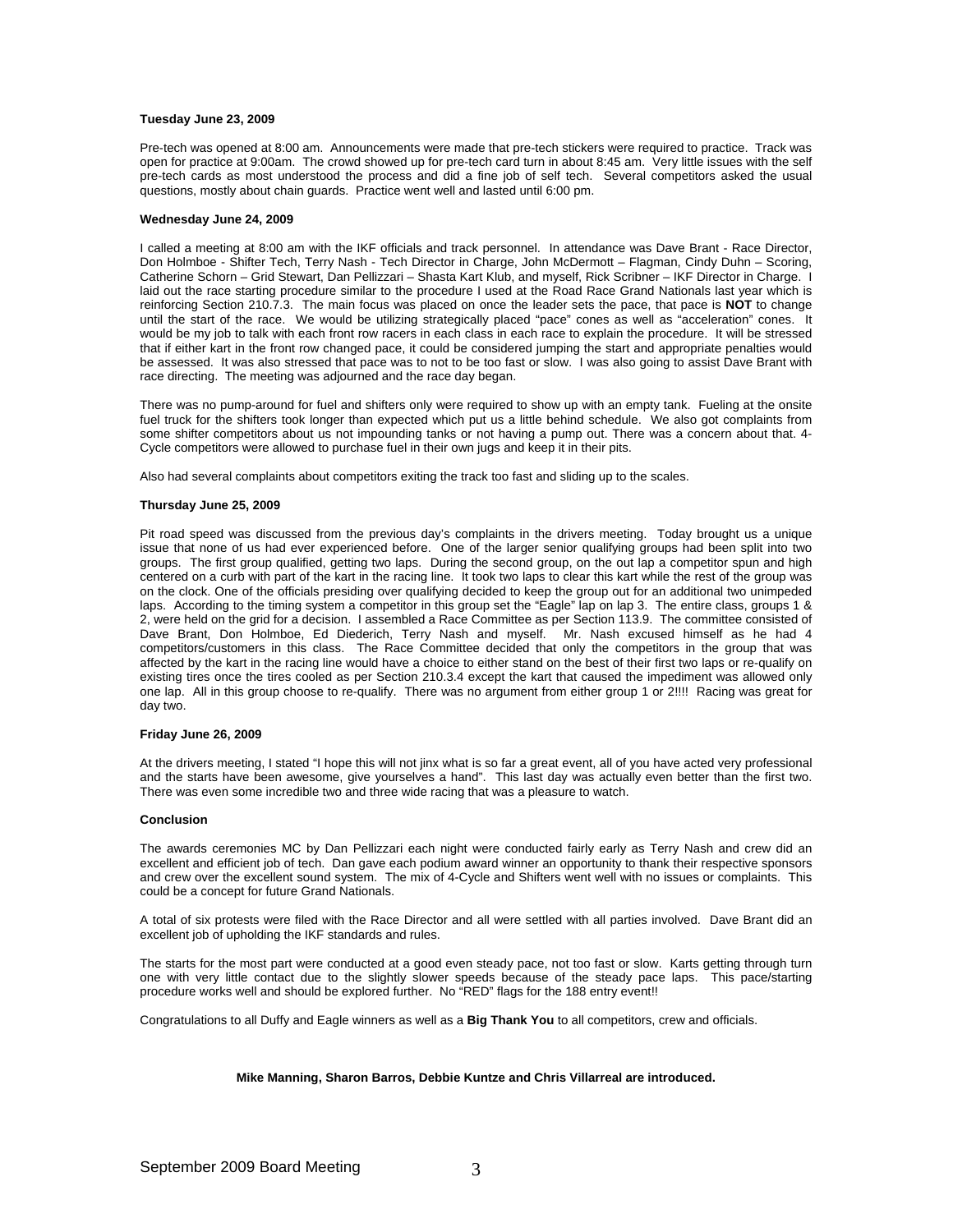**Tuesday June 23, 2009**

Pre-tech was opened at 8:00 am. Announcements were made that pre-tech stickers were required to practice. Track was open for practice at 9:00am. The crowd showed up for pre-tech card turn in about 8:45 am. Very little issues with the self pre-tech cards as most understood the process and did a fine job of self tech. Several competitors asked the usual questions, mostly about chain guards. Practice went well and lasted until 6:00 pm.

**Wednesday June 24, 2009**

I called a meeting at 8:00 am with the IKF officials and track personnel. In attendance was Dave Brant - Race Director, Don Holmboe - Shifter Tech, Terry Nash - Tech Director in Charge, John McDermott – Flagman, Cindy Duhn – Scoring, Catherine Schorn – Grid Stewart, Dan Pellizzari – Shasta Kart Klub, and myself, Rick Scribner – IKF Director in Charge. I laid out the race starting procedure similar to the procedure I used at the Road Race Grand Nationals last year which is reinforcing Section 210.7.3. The main focus was placed on once the leader sets the pace, that pace is **NOT** to change until the start of the race. We would be utilizing strategically placed "pace" cones as well as "acceleration" cones. It would be my job to talk with each front row racers in each class in each race to explain the procedure. It will be stressed that if either kart in the front row changed pace, it could be considered jumping the start and appropriate penalties would be assessed. It was also stressed that pace was to not to be too fast or slow. I was also going to assist Dave Brant with race directing. The meeting was adjourned and the race day began.

There was no pump-around for fuel and shifters only were required to show up with an empty tank. Fueling at the onsite fuel truck for the shifters took longer than expected which put us a little behind schedule. We also got complaints from some shifter competitors about us not impounding tanks or not having a pump out. There was a concern about that. 4-Cycle competitors were allowed to purchase fuel in their own jugs and keep it in their pits.

Also had several complaints about competitors exiting the track too fast and sliding up to the scales.

**Thursday June 25, 2009**

Pit road speed was discussed from the previous day's complaints in the drivers meeting. Today brought us a unique issue that none of us had ever experienced before. One of the larger senior qualifying groups had been split into two groups. The first group qualified, getting two laps. During the second group, on the out lap a competitor spun and high centered on a curb with part of the kart in the racing line. It took two laps to clear this kart while the rest of the group was on the clock. One of the officials presiding over qualifying decided to keep the group out for an additional two unimpeded laps. According to the timing system a competitor in this group set the "Eagle" lap on lap 3. The entire class, groups 1 & 2, were held on the grid for a decision. I assembled a Race Committee as per Section 113.9. The committee consisted of Dave Brant, Don Holmboe, Ed Diederich, Terry Nash and myself. Mr. Nash excused himself as he had 4 competitors/customers in this class. The Race Committee decided that only the competitors in the group that was affected by the kart in the racing line would have a choice to either stand on the best of their first two laps or re-qualify on existing tires once the tires cooled as per Section 210.3.4 except the kart that caused the impediment was allowed only one lap. All in this group choose to re-qualify. There was no argument from either group 1 or 2!!!! Racing was great for day two.

**Friday June 26, 2009**

At the drivers meeting, I stated "I hope this will not jinx what is so far a great event, all of you have acted very professional and the starts have been awesome, give yourselves a hand". This last day was actually even better than the first two. There was even some incredible two and three wide racing that was a pleasure to watch.

**Conclusion**

The awards ceremonies MC by Dan Pellizzari each night were conducted fairly early as Terry Nash and crew did an excellent and efficient job of tech. Dan gave each podium award winner an opportunity to thank their respective sponsors and crew over the excellent sound system. The mix of 4-Cycle and Shifters went well with no issues or complaints. This could be a concept for future Grand Nationals.

A total of six protests were filed with the Race Director and all were settled with all parties involved. Dave Brant did an excellent job of upholding the IKF standards and rules.

The starts for the most part were conducted at a good even steady pace, not too fast or slow. Karts getting through turn one with very little contact due to the slightly slower speeds because of the steady pace laps. This pace/starting procedure works well and should be explored further. No "RED" flags for the 188 entry event!!

Congratulations to all Duffy and Eagle winners as well as a **Big Thank You** to all competitors, crew and officials.

**Mike Manning, Sharon Barros, Debbie Kuntze and Chris Villarreal are introduced.**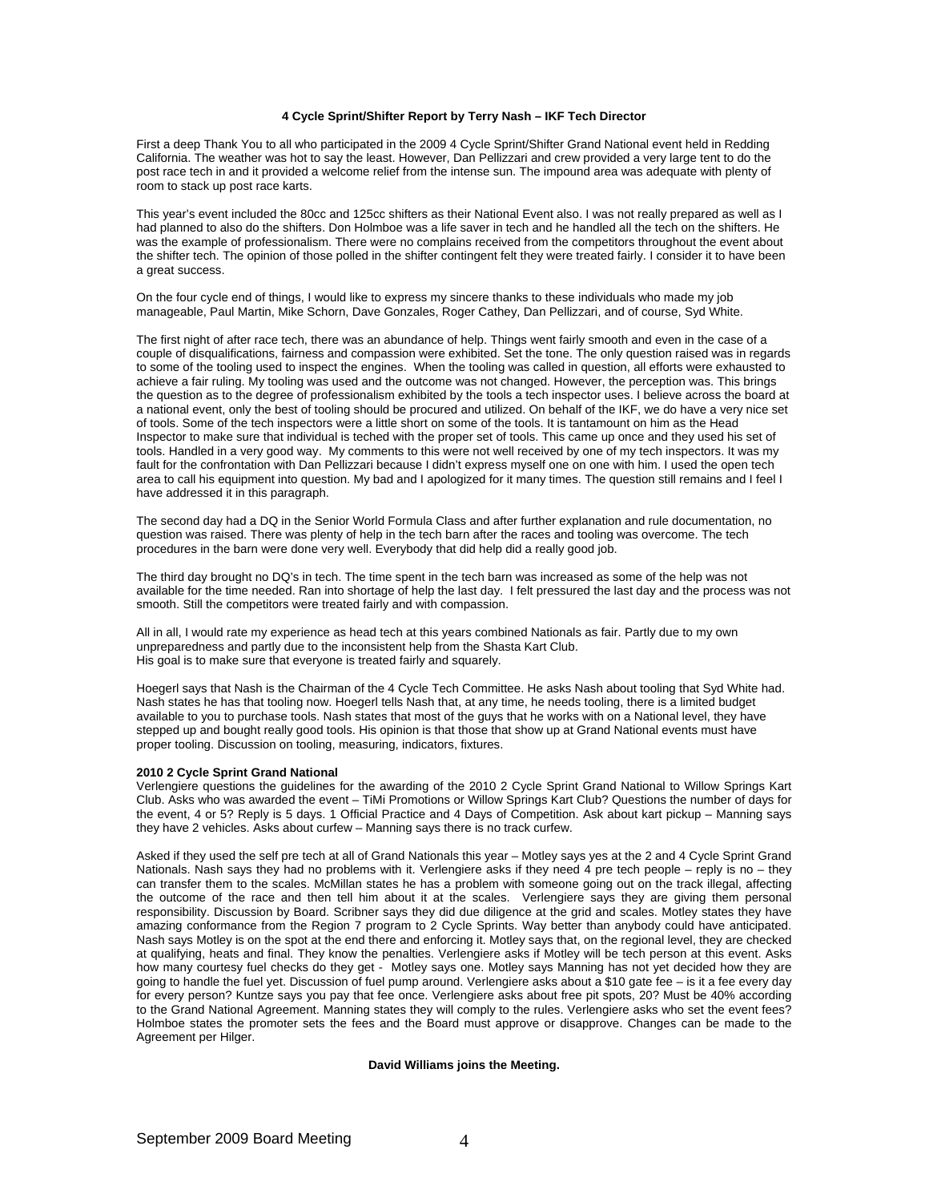**4 Cycle Sprint/Shifter Report by Terry Nash – IKF Tech Director**

First a deep Thank You to all who participated in the 2009 4 Cycle Sprint/Shifter Grand National event held in Redding California. The weather was hot to say the least. However, Dan Pellizzari and crew provided a very large tent to do the post race tech in and it provided a welcome relief from the intense sun. The impound area was adequate with plenty of room to stack up post race karts.

This year's event included the 80cc and 125cc shifters as their National Event also. I was not really prepared as well as I had planned to also do the shifters. Don Holmboe was a life saver in tech and he handled all the tech on the shifters. He was the example of professionalism. There were no complains received from the competitors throughout the event about the shifter tech. The opinion of those polled in the shifter contingent felt they were treated fairly. I consider it to have been a great success.

On the four cycle end of things, I would like to express my sincere thanks to these individuals who made my job manageable, Paul Martin, Mike Schorn, Dave Gonzales, Roger Cathey, Dan Pellizzari, and of course, Syd White.

The first night of after race tech, there was an abundance of help. Things went fairly smooth and even in the case of a couple of disqualifications, fairness and compassion were exhibited. Set the tone. The only question raised was in regards to some of the tooling used to inspect the engines. When the tooling was called in question, all efforts were exhausted to achieve a fair ruling. My tooling was used and the outcome was not changed. However, the perception was. This brings the question as to the degree of professionalism exhibited by the tools a tech inspector uses. I believe across the board at a national event, only the best of tooling should be procured and utilized. On behalf of the IKF, we do have a very nice set of tools. Some of the tech inspectors were a little short on some of the tools. It is tantamount on him as the Head Inspector to make sure that individual is teched with the proper set of tools. This came up once and they used his set of tools. Handled in a very good way. My comments to this were not well received by one of my tech inspectors. It was my fault for the confrontation with Dan Pellizzari because I didn't express myself one on one with him. I used the open tech area to call his equipment into question. My bad and I apologized for it many times. The question still remains and I feel I have addressed it in this paragraph.

The second day had a DQ in the Senior World Formula Class and after further explanation and rule documentation, no question was raised. There was plenty of help in the tech barn after the races and tooling was overcome. The tech procedures in the barn were done very well. Everybody that did help did a really good job.

The third day brought no DQ's in tech. The time spent in the tech barn was increased as some of the help was not available for the time needed. Ran into shortage of help the last day. I felt pressured the last day and the process was not smooth. Still the competitors were treated fairly and with compassion.

All in all, I would rate my experience as head tech at this years combined Nationals as fair. Partly due to my own unpreparedness and partly due to the inconsistent help from the Shasta Kart Club.
His goal is to make sure that everyone is treated fairly and squarely.

Hoegerl says that Nash is the Chairman of the 4 Cycle Tech Committee. He asks Nash about tooling that Syd White had. Nash states he has that tooling now. Hoegerl tells Nash that, at any time, he needs tooling, there is a limited budget available to you to purchase tools. Nash states that most of the guys that he works with on a National level, they have stepped up and bought really good tools. His opinion is that those that show up at Grand National events must have proper tooling. Discussion on tooling, measuring, indicators, fixtures.

**2010 2 Cycle Sprint Grand National**
Verlengiere questions the guidelines for the awarding of the 2010 2 Cycle Sprint Grand National to Willow Springs Kart Club. Asks who was awarded the event – TiMi Promotions or Willow Springs Kart Club? Questions the number of days for the event, 4 or 5? Reply is 5 days. 1 Official Practice and 4 Days of Competition. Ask about kart pickup – Manning says they have 2 vehicles. Asks about curfew – Manning says there is no track curfew.

Asked if they used the self pre tech at all of Grand Nationals this year – Motley says yes at the 2 and 4 Cycle Sprint Grand Nationals. Nash says they had no problems with it. Verlengiere asks if they need 4 pre tech people – reply is no – they can transfer them to the scales. McMillan states he has a problem with someone going out on the track illegal, affecting the outcome of the race and then tell him about it at the scales. Verlengiere says they are giving them personal responsibility. Discussion by Board. Scribner says they did due diligence at the grid and scales. Motley states they have amazing conformance from the Region 7 program to 2 Cycle Sprints. Way better than anybody could have anticipated. Nash says Motley is on the spot at the end there and enforcing it. Motley says that, on the regional level, they are checked at qualifying, heats and final. They know the penalties. Verlengiere asks if Motley will be tech person at this event. Asks how many courtesy fuel checks do they get - Motley says one. Motley says Manning has not yet decided how they are going to handle the fuel yet. Discussion of fuel pump around. Verlengiere asks about a $10 gate fee – is it a fee every day for every person? Kuntze says you pay that fee once. Verlengiere asks about free pit spots, 20? Must be 40% according to the Grand National Agreement. Manning states they will comply to the rules. Verlengiere asks who set the event fees? Holmboe states the promoter sets the fees and the Board must approve or disapprove. Changes can be made to the Agreement per Hilger.

**David Williams joins the Meeting.**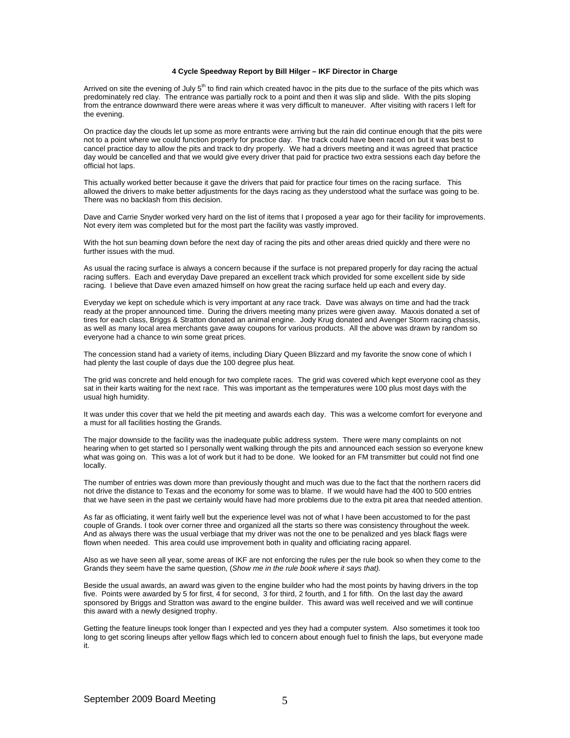**4 Cycle Speedway Report by Bill Hilger – IKF Director in Charge**

Arrived on site the evening of July 5th to find rain which created havoc in the pits due to the surface of the pits which was predominately red clay. The entrance was partially rock to a point and then it was slip and slide. With the pits sloping from the entrance downward there were areas where it was very difficult to maneuver. After visiting with racers I left for the evening.

On practice day the clouds let up some as more entrants were arriving but the rain did continue enough that the pits were not to a point where we could function properly for practice day. The track could have been raced on but it was best to cancel practice day to allow the pits and track to dry properly. We had a drivers meeting and it was agreed that practice day would be cancelled and that we would give every driver that paid for practice two extra sessions each day before the official hot laps.

This actually worked better because it gave the drivers that paid for practice four times on the racing surface. This allowed the drivers to make better adjustments for the days racing as they understood what the surface was going to be. There was no backlash from this decision.

Dave and Carrie Snyder worked very hard on the list of items that I proposed a year ago for their facility for improvements. Not every item was completed but for the most part the facility was vastly improved.

With the hot sun beaming down before the next day of racing the pits and other areas dried quickly and there were no further issues with the mud.

As usual the racing surface is always a concern because if the surface is not prepared properly for day racing the actual racing suffers. Each and everyday Dave prepared an excellent track which provided for some excellent side by side racing. I believe that Dave even amazed himself on how great the racing surface held up each and every day.

Everyday we kept on schedule which is very important at any race track. Dave was always on time and had the track ready at the proper announced time. During the drivers meeting many prizes were given away. Maxxis donated a set of tires for each class, Briggs & Stratton donated an animal engine. Jody Krug donated and Avenger Storm racing chassis, as well as many local area merchants gave away coupons for various products. All the above was drawn by random so everyone had a chance to win some great prices.

The concession stand had a variety of items, including Diary Queen Blizzard and my favorite the snow cone of which I had plenty the last couple of days due the 100 degree plus heat.

The grid was concrete and held enough for two complete races. The grid was covered which kept everyone cool as they sat in their karts waiting for the next race. This was important as the temperatures were 100 plus most days with the usual high humidity.

It was under this cover that we held the pit meeting and awards each day. This was a welcome comfort for everyone and a must for all facilities hosting the Grands.

The major downside to the facility was the inadequate public address system. There were many complaints on not hearing when to get started so I personally went walking through the pits and announced each session so everyone knew what was going on. This was a lot of work but it had to be done. We looked for an FM transmitter but could not find one locally.

The number of entries was down more than previously thought and much was due to the fact that the northern racers did not drive the distance to Texas and the economy for some was to blame. If we would have had the 400 to 500 entries that we have seen in the past we certainly would have had more problems due to the extra pit area that needed attention.

As far as officiating, it went fairly well but the experience level was not of what I have been accustomed to for the past couple of Grands. I took over corner three and organized all the starts so there was consistency throughout the week. And as always there was the usual verbiage that my driver was not the one to be penalized and yes black flags were flown when needed. This area could use improvement both in quality and officiating racing apparel.

Also as we have seen all year, some areas of IKF are not enforcing the rules per the rule book so when they come to the Grands they seem have the same question, (*Show me in the rule book where it says that).*

Beside the usual awards, an award was given to the engine builder who had the most points by having drivers in the top five. Points were awarded by 5 for first, 4 for second, 3 for third, 2 fourth, and 1 for fifth. On the last day the award sponsored by Briggs and Stratton was award to the engine builder. This award was well received and we will continue this award with a newly designed trophy.

Getting the feature lineups took longer than I expected and yes they had a computer system. Also sometimes it took too long to get scoring lineups after yellow flags which led to concern about enough fuel to finish the laps, but everyone made it.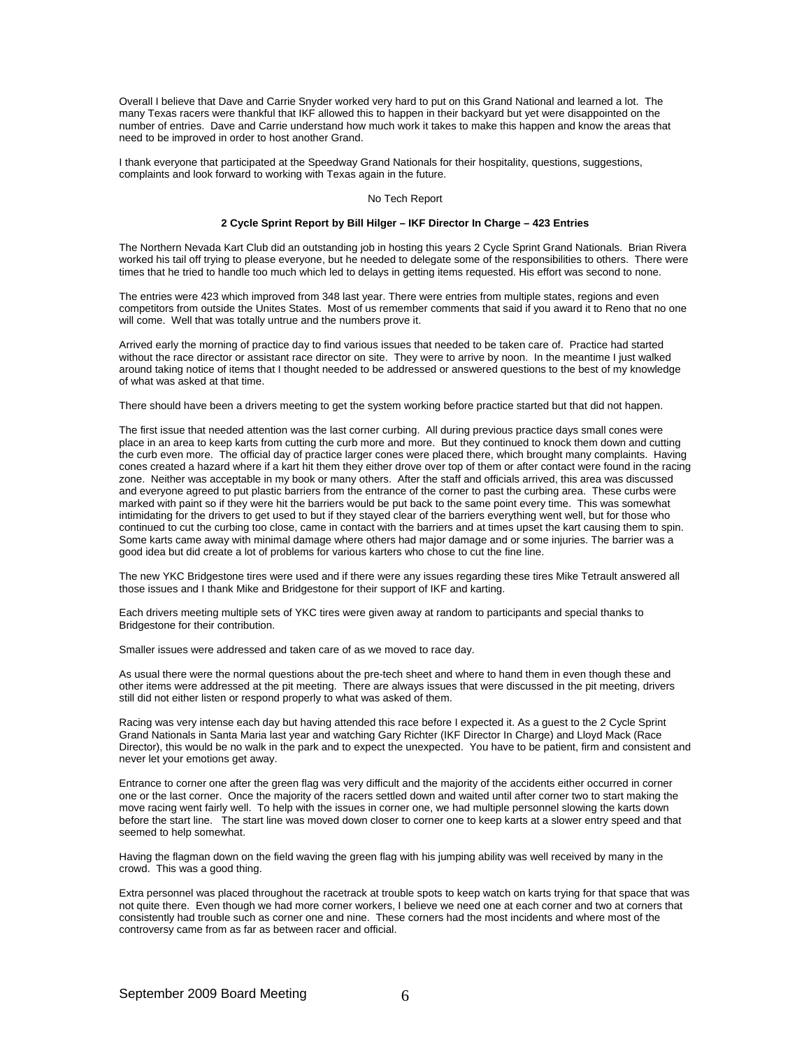Overall I believe that Dave and Carrie Snyder worked very hard to put on this Grand National and learned a lot. The many Texas racers were thankful that IKF allowed this to happen in their backyard but yet were disappointed on the number of entries. Dave and Carrie understand how much work it takes to make this happen and know the areas that need to be improved in order to host another Grand.

I thank everyone that participated at the Speedway Grand Nationals for their hospitality, questions, suggestions, complaints and look forward to working with Texas again in the future.

No Tech Report

**2 Cycle Sprint Report by Bill Hilger – IKF Director In Charge – 423 Entries**

The Northern Nevada Kart Club did an outstanding job in hosting this years 2 Cycle Sprint Grand Nationals. Brian Rivera worked his tail off trying to please everyone, but he needed to delegate some of the responsibilities to others. There were times that he tried to handle too much which led to delays in getting items requested. His effort was second to none.

The entries were 423 which improved from 348 last year. There were entries from multiple states, regions and even competitors from outside the Unites States. Most of us remember comments that said if you award it to Reno that no one will come. Well that was totally untrue and the numbers prove it.

Arrived early the morning of practice day to find various issues that needed to be taken care of. Practice had started without the race director or assistant race director on site. They were to arrive by noon. In the meantime I just walked around taking notice of items that I thought needed to be addressed or answered questions to the best of my knowledge of what was asked at that time.

There should have been a drivers meeting to get the system working before practice started but that did not happen.

The first issue that needed attention was the last corner curbing. All during previous practice days small cones were place in an area to keep karts from cutting the curb more and more. But they continued to knock them down and cutting the curb even more. The official day of practice larger cones were placed there, which brought many complaints. Having cones created a hazard where if a kart hit them they either drove over top of them or after contact were found in the racing zone. Neither was acceptable in my book or many others. After the staff and officials arrived, this area was discussed and everyone agreed to put plastic barriers from the entrance of the corner to past the curbing area. These curbs were marked with paint so if they were hit the barriers would be put back to the same point every time. This was somewhat intimidating for the drivers to get used to but if they stayed clear of the barriers everything went well, but for those who continued to cut the curbing too close, came in contact with the barriers and at times upset the kart causing them to spin. Some karts came away with minimal damage where others had major damage and or some injuries. The barrier was a good idea but did create a lot of problems for various karters who chose to cut the fine line.

The new YKC Bridgestone tires were used and if there were any issues regarding these tires Mike Tetrault answered all those issues and I thank Mike and Bridgestone for their support of IKF and karting.

Each drivers meeting multiple sets of YKC tires were given away at random to participants and special thanks to Bridgestone for their contribution.

Smaller issues were addressed and taken care of as we moved to race day.

As usual there were the normal questions about the pre-tech sheet and where to hand them in even though these and other items were addressed at the pit meeting. There are always issues that were discussed in the pit meeting, drivers still did not either listen or respond properly to what was asked of them.

Racing was very intense each day but having attended this race before I expected it. As a guest to the 2 Cycle Sprint Grand Nationals in Santa Maria last year and watching Gary Richter (IKF Director In Charge) and Lloyd Mack (Race Director), this would be no walk in the park and to expect the unexpected. You have to be patient, firm and consistent and never let your emotions get away.

Entrance to corner one after the green flag was very difficult and the majority of the accidents either occurred in corner one or the last corner. Once the majority of the racers settled down and waited until after corner two to start making the move racing went fairly well. To help with the issues in corner one, we had multiple personnel slowing the karts down before the start line. The start line was moved down closer to corner one to keep karts at a slower entry speed and that seemed to help somewhat.

Having the flagman down on the field waving the green flag with his jumping ability was well received by many in the crowd. This was a good thing.

Extra personnel was placed throughout the racetrack at trouble spots to keep watch on karts trying for that space that was not quite there. Even though we had more corner workers, I believe we need one at each corner and two at corners that consistently had trouble such as corner one and nine. These corners had the most incidents and where most of the controversy came from as far as between racer and official.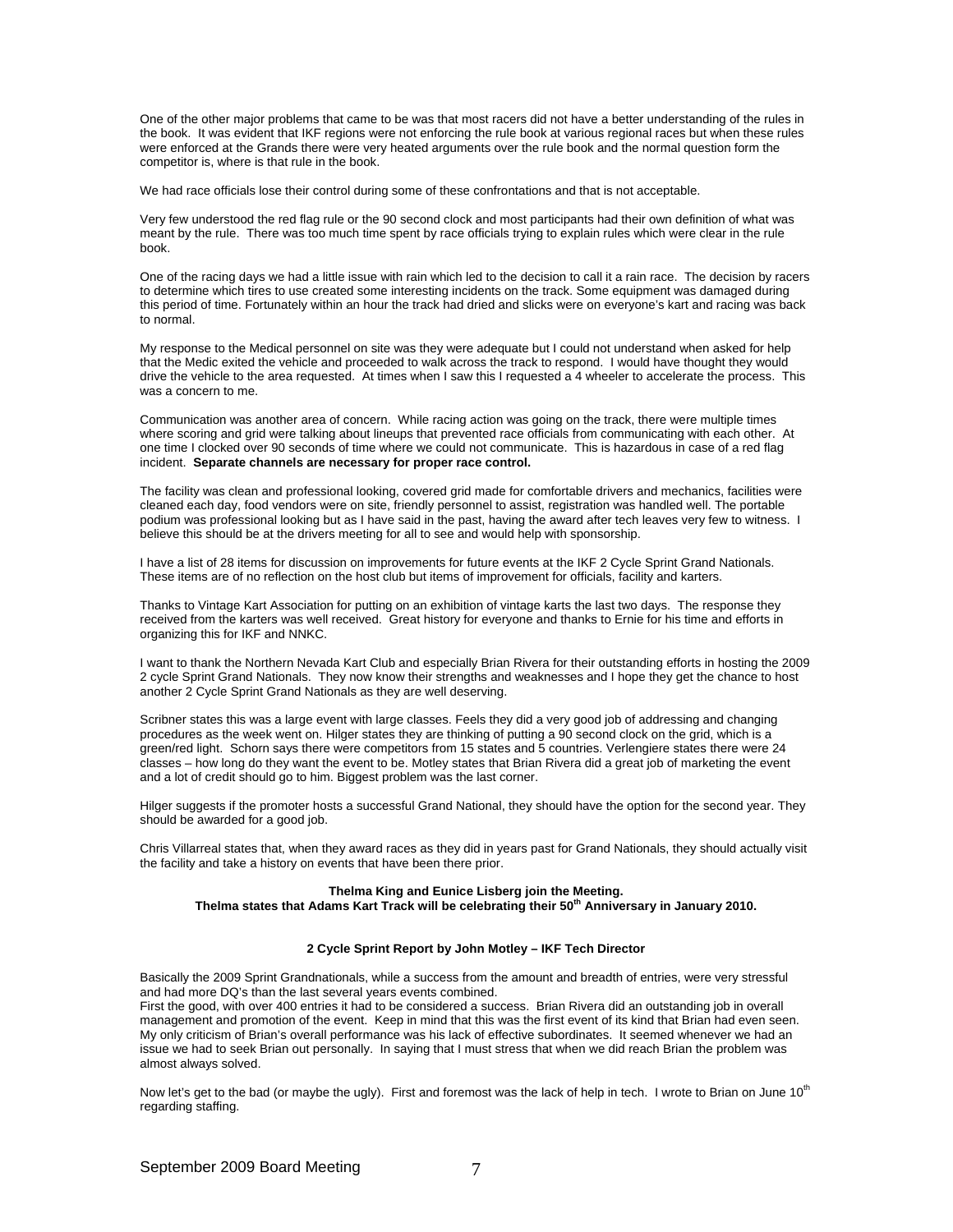One of the other major problems that came to be was that most racers did not have a better understanding of the rules in the book. It was evident that IKF regions were not enforcing the rule book at various regional races but when these rules were enforced at the Grands there were very heated arguments over the rule book and the normal question form the competitor is, where is that rule in the book.

We had race officials lose their control during some of these confrontations and that is not acceptable.

Very few understood the red flag rule or the 90 second clock and most participants had their own definition of what was meant by the rule. There was too much time spent by race officials trying to explain rules which were clear in the rule book.

One of the racing days we had a little issue with rain which led to the decision to call it a rain race. The decision by racers to determine which tires to use created some interesting incidents on the track. Some equipment was damaged during this period of time. Fortunately within an hour the track had dried and slicks were on everyone's kart and racing was back to normal.

My response to the Medical personnel on site was they were adequate but I could not understand when asked for help that the Medic exited the vehicle and proceeded to walk across the track to respond. I would have thought they would drive the vehicle to the area requested. At times when I saw this I requested a 4 wheeler to accelerate the process. This was a concern to me.

Communication was another area of concern. While racing action was going on the track, there were multiple times where scoring and grid were talking about lineups that prevented race officials from communicating with each other. At one time I clocked over 90 seconds of time where we could not communicate. This is hazardous in case of a red flag incident. **Separate channels are necessary for proper race control.**

The facility was clean and professional looking, covered grid made for comfortable drivers and mechanics, facilities were cleaned each day, food vendors were on site, friendly personnel to assist, registration was handled well. The portable podium was professional looking but as I have said in the past, having the award after tech leaves very few to witness. I believe this should be at the drivers meeting for all to see and would help with sponsorship.

I have a list of 28 items for discussion on improvements for future events at the IKF 2 Cycle Sprint Grand Nationals. These items are of no reflection on the host club but items of improvement for officials, facility and karters.

Thanks to Vintage Kart Association for putting on an exhibition of vintage karts the last two days. The response they received from the karters was well received. Great history for everyone and thanks to Ernie for his time and efforts in organizing this for IKF and NNKC.

I want to thank the Northern Nevada Kart Club and especially Brian Rivera for their outstanding efforts in hosting the 2009 2 cycle Sprint Grand Nationals. They now know their strengths and weaknesses and I hope they get the chance to host another 2 Cycle Sprint Grand Nationals as they are well deserving.

Scribner states this was a large event with large classes. Feels they did a very good job of addressing and changing procedures as the week went on. Hilger states they are thinking of putting a 90 second clock on the grid, which is a green/red light. Schorn says there were competitors from 15 states and 5 countries. Verlengiere states there were 24 classes – how long do they want the event to be. Motley states that Brian Rivera did a great job of marketing the event and a lot of credit should go to him. Biggest problem was the last corner.

Hilger suggests if the promoter hosts a successful Grand National, they should have the option for the second year. They should be awarded for a good job.

Chris Villarreal states that, when they award races as they did in years past for Grand Nationals, they should actually visit the facility and take a history on events that have been there prior.

**Thelma King and Eunice Lisberg join the Meeting.**
**Thelma states that Adams Kart Track will be celebrating their 50th Anniversary in January 2010.**

**2 Cycle Sprint Report by John Motley – IKF Tech Director**

Basically the 2009 Sprint Grandnationals, while a success from the amount and breadth of entries, were very stressful and had more DQ's than the last several years events combined.
First the good, with over 400 entries it had to be considered a success. Brian Rivera did an outstanding job in overall management and promotion of the event. Keep in mind that this was the first event of its kind that Brian had even seen. My only criticism of Brian's overall performance was his lack of effective subordinates. It seemed whenever we had an issue we had to seek Brian out personally. In saying that I must stress that when we did reach Brian the problem was almost always solved.

Now let's get to the bad (or maybe the ugly). First and foremost was the lack of help in tech. I wrote to Brian on June 10th regarding staffing.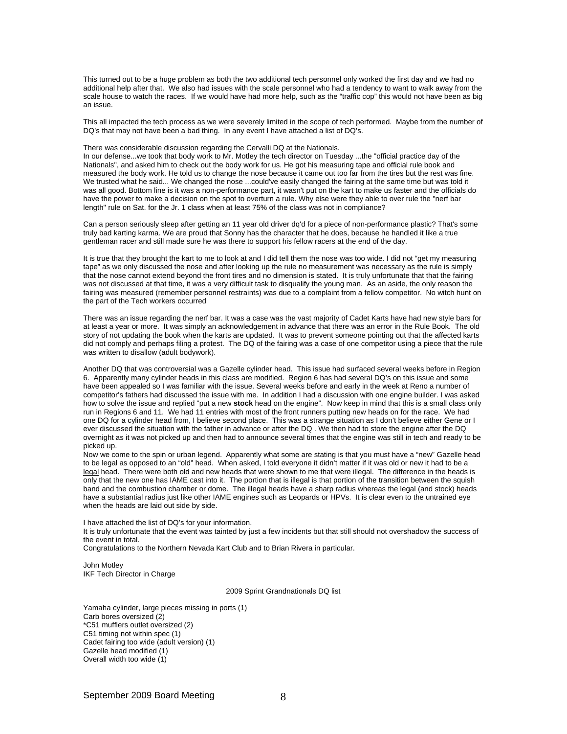This turned out to be a huge problem as both the two additional tech personnel only worked the first day and we had no additional help after that. We also had issues with the scale personnel who had a tendency to want to walk away from the scale house to watch the races. If we would have had more help, such as the "traffic cop" this would not have been as big an issue.

This all impacted the tech process as we were severely limited in the scope of tech performed. Maybe from the number of DQ's that may not have been a bad thing. In any event I have attached a list of DQ's.

There was considerable discussion regarding the Cervalli DQ at the Nationals.
In our defense...we took that body work to Mr. Motley the tech director on Tuesday ...the "official practice day of the Nationals", and asked him to check out the body work for us. He got his measuring tape and official rule book and measured the body work. He told us to change the nose because it came out too far from the tires but the rest was fine. We trusted what he said... We changed the nose ...could've easily changed the fairing at the same time but was told it was all good. Bottom line is it was a non-performance part, it wasn't put on the kart to make us faster and the officials do have the power to make a decision on the spot to overturn a rule. Why else were they able to over rule the "nerf bar length" rule on Sat. for the Jr. 1 class when at least 75% of the class was not in compliance?

Can a person seriously sleep after getting an 11 year old driver dq'd for a piece of non-performance plastic? That's some truly bad karting karma. We are proud that Sonny has the character that he does, because he handled it like a true gentleman racer and still made sure he was there to support his fellow racers at the end of the day.

It is true that they brought the kart to me to look at and I did tell them the nose was too wide. I did not "get my measuring tape" as we only discussed the nose and after looking up the rule no measurement was necessary as the rule is simply that the nose cannot extend beyond the front tires and no dimension is stated. It is truly unfortunate that that the fairing was not discussed at that time, it was a very difficult task to disqualify the young man. As an aside, the only reason the fairing was measured (remember personnel restraints) was due to a complaint from a fellow competitor. No witch hunt on the part of the Tech workers occurred

There was an issue regarding the nerf bar. It was a case was the vast majority of Cadet Karts have had new style bars for at least a year or more. It was simply an acknowledgement in advance that there was an error in the Rule Book. The old story of not updating the book when the karts are updated. It was to prevent someone pointing out that the affected karts did not comply and perhaps filing a protest. The DQ of the fairing was a case of one competitor using a piece that the rule was written to disallow (adult bodywork).

Another DQ that was controversial was a Gazelle cylinder head. This issue had surfaced several weeks before in Region 6. Apparently many cylinder heads in this class are modified. Region 6 has had several DQ's on this issue and some have been appealed so I was familiar with the issue. Several weeks before and early in the week at Reno a number of competitor's fathers had discussed the issue with me. In addition I had a discussion with one engine builder. I was asked how to solve the issue and replied "put a new **stock** head on the engine". Now keep in mind that this is a small class only run in Regions 6 and 11. We had 11 entries with most of the front runners putting new heads on for the race. We had one DQ for a cylinder head from, I believe second place. This was a strange situation as I don't believe either Gene or I ever discussed the situation with the father in advance or after the DQ . We then had to store the engine after the DQ overnight as it was not picked up and then had to announce several times that the engine was still in tech and ready to be picked up.
Now we come to the spin or urban legend. Apparently what some are stating is that you must have a "new" Gazelle head to be legal as opposed to an "old" head. When asked, I told everyone it didn't matter if it was old or new it had to be a <u>legal</u> head. There were both old and new heads that were shown to me that were illegal. The difference in the heads is only that the new one has IAME cast into it. The portion that is illegal is that portion of the transition between the squish band and the combustion chamber or dome. The illegal heads have a sharp radius whereas the legal (and stock) heads have a substantial radius just like other IAME engines such as Leopards or HPVs. It is clear even to the untrained eye when the heads are laid out side by side.

I have attached the list of DQ's for your information.
It is truly unfortunate that the event was tainted by just a few incidents but that still should not overshadow the success of the event in total.
Congratulations to the Northern Nevada Kart Club and to Brian Rivera in particular.

John Motley
IKF Tech Director in Charge

2009 Sprint Grandnationals DQ list

Yamaha cylinder, large pieces missing in ports (1)
Carb bores oversized (2)
*C51 mufflers outlet oversized (2)
C51 timing not within spec (1)
Cadet fairing too wide (adult version) (1)
Gazelle head modified (1)
Overall width too wide (1)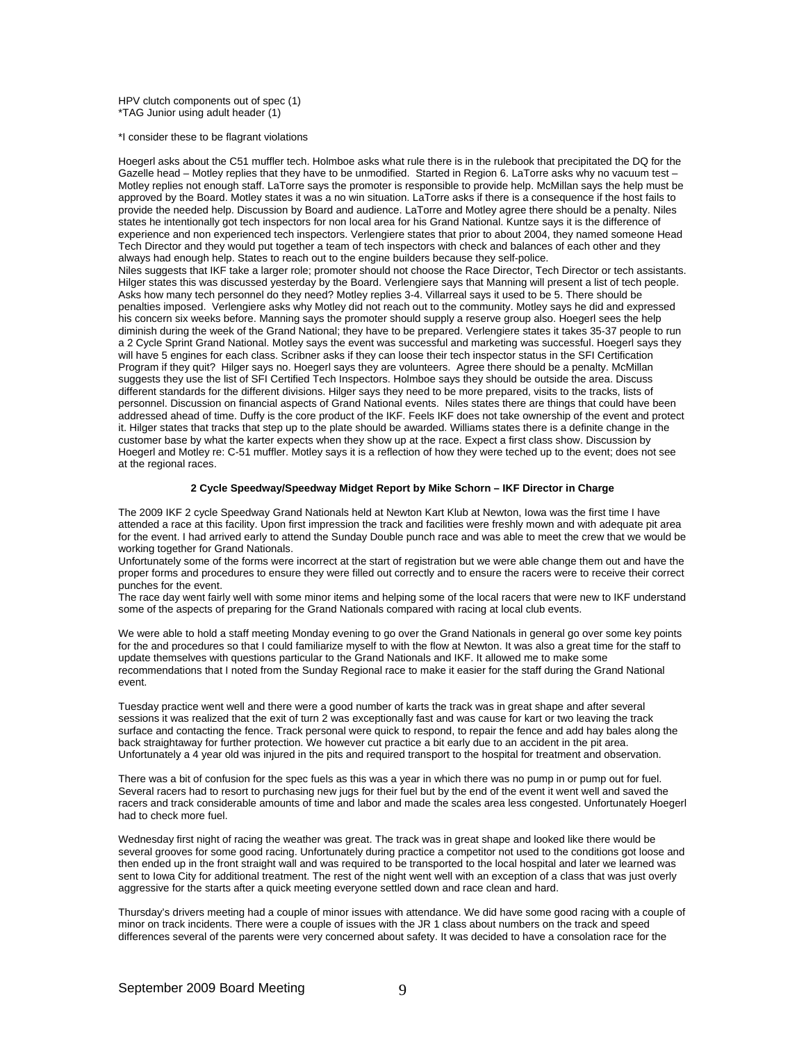HPV clutch components out of spec (1)
*TAG Junior using adult header (1)

*I consider these to be flagrant violations

Hoegerl asks about the C51 muffler tech. Holmboe asks what rule there is in the rulebook that precipitated the DQ for the Gazelle head – Motley replies that they have to be unmodified. Started in Region 6. LaTorre asks why no vacuum test – Motley replies not enough staff. LaTorre says the promoter is responsible to provide help. McMillan says the help must be approved by the Board. Motley states it was a no win situation. LaTorre asks if there is a consequence if the host fails to provide the needed help. Discussion by Board and audience. LaTorre and Motley agree there should be a penalty. Niles states he intentionally got tech inspectors for non local area for his Grand National. Kuntze says it is the difference of experience and non experienced tech inspectors. Verlengiere states that prior to about 2004, they named someone Head Tech Director and they would put together a team of tech inspectors with check and balances of each other and they always had enough help. States to reach out to the engine builders because they self-police.
Niles suggests that IKF take a larger role; promoter should not choose the Race Director, Tech Director or tech assistants. Hilger states this was discussed yesterday by the Board. Verlengiere says that Manning will present a list of tech people. Asks how many tech personnel do they need? Motley replies 3-4. Villarreal says it used to be 5. There should be penalties imposed. Verlengiere asks why Motley did not reach out to the community. Motley says he did and expressed his concern six weeks before. Manning says the promoter should supply a reserve group also. Hoegerl sees the help diminish during the week of the Grand National; they have to be prepared. Verlengiere states it takes 35-37 people to run a 2 Cycle Sprint Grand National. Motley says the event was successful and marketing was successful. Hoegerl says they will have 5 engines for each class. Scribner asks if they can loose their tech inspector status in the SFI Certification Program if they quit? Hilger says no. Hoegerl says they are volunteers. Agree there should be a penalty. McMillan suggests they use the list of SFI Certified Tech Inspectors. Holmboe says they should be outside the area. Discuss different standards for the different divisions. Hilger says they need to be more prepared, visits to the tracks, lists of personnel. Discussion on financial aspects of Grand National events. Niles states there are things that could have been addressed ahead of time. Duffy is the core product of the IKF. Feels IKF does not take ownership of the event and protect it. Hilger states that tracks that step up to the plate should be awarded. Williams states there is a definite change in the customer base by what the karter expects when they show up at the race. Expect a first class show. Discussion by Hoegerl and Motley re: C-51 muffler. Motley says it is a reflection of how they were teched up to the event; does not see at the regional races.

**2 Cycle Speedway/Speedway Midget Report by Mike Schorn – IKF Director in Charge**

The 2009 IKF 2 cycle Speedway Grand Nationals held at Newton Kart Klub at Newton, Iowa was the first time I have attended a race at this facility. Upon first impression the track and facilities were freshly mown and with adequate pit area for the event. I had arrived early to attend the Sunday Double punch race and was able to meet the crew that we would be working together for Grand Nationals.
Unfortunately some of the forms were incorrect at the start of registration but we were able change them out and have the proper forms and procedures to ensure they were filled out correctly and to ensure the racers were to receive their correct punches for the event.
The race day went fairly well with some minor items and helping some of the local racers that were new to IKF understand some of the aspects of preparing for the Grand Nationals compared with racing at local club events.

We were able to hold a staff meeting Monday evening to go over the Grand Nationals in general go over some key points for the and procedures so that I could familiarize myself to with the flow at Newton. It was also a great time for the staff to update themselves with questions particular to the Grand Nationals and IKF. It allowed me to make some recommendations that I noted from the Sunday Regional race to make it easier for the staff during the Grand National event.

Tuesday practice went well and there were a good number of karts the track was in great shape and after several sessions it was realized that the exit of turn 2 was exceptionally fast and was cause for kart or two leaving the track surface and contacting the fence. Track personal were quick to respond, to repair the fence and add hay bales along the back straightaway for further protection. We however cut practice a bit early due to an accident in the pit area. Unfortunately a 4 year old was injured in the pits and required transport to the hospital for treatment and observation.

There was a bit of confusion for the spec fuels as this was a year in which there was no pump in or pump out for fuel. Several racers had to resort to purchasing new jugs for their fuel but by the end of the event it went well and saved the racers and track considerable amounts of time and labor and made the scales area less congested. Unfortunately Hoegerl had to check more fuel.

Wednesday first night of racing the weather was great. The track was in great shape and looked like there would be several grooves for some good racing. Unfortunately during practice a competitor not used to the conditions got loose and then ended up in the front straight wall and was required to be transported to the local hospital and later we learned was sent to Iowa City for additional treatment. The rest of the night went well with an exception of a class that was just overly aggressive for the starts after a quick meeting everyone settled down and race clean and hard.

Thursday's drivers meeting had a couple of minor issues with attendance. We did have some good racing with a couple of minor on track incidents. There were a couple of issues with the JR 1 class about numbers on the track and speed differences several of the parents were very concerned about safety. It was decided to have a consolation race for the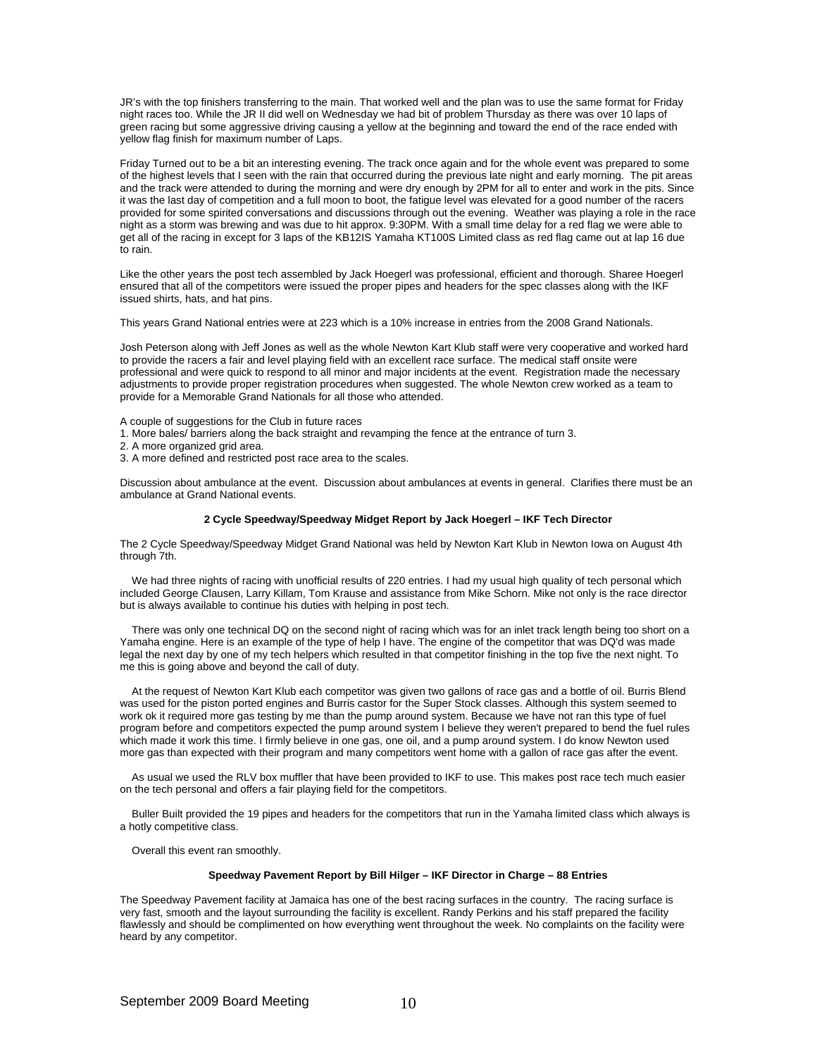JR's with the top finishers transferring to the main. That worked well and the plan was to use the same format for Friday night races too. While the JR II did well on Wednesday we had bit of problem Thursday as there was over 10 laps of green racing but some aggressive driving causing a yellow at the beginning and toward the end of the race ended with yellow flag finish for maximum number of Laps.

Friday Turned out to be a bit an interesting evening. The track once again and for the whole event was prepared to some of the highest levels that I seen with the rain that occurred during the previous late night and early morning. The pit areas and the track were attended to during the morning and were dry enough by 2PM for all to enter and work in the pits. Since it was the last day of competition and a full moon to boot, the fatigue level was elevated for a good number of the racers provided for some spirited conversations and discussions through out the evening. Weather was playing a role in the race night as a storm was brewing and was due to hit approx. 9:30PM. With a small time delay for a red flag we were able to get all of the racing in except for 3 laps of the KB12IS Yamaha KT100S Limited class as red flag came out at lap 16 due to rain.

Like the other years the post tech assembled by Jack Hoegerl was professional, efficient and thorough. Sharee Hoegerl ensured that all of the competitors were issued the proper pipes and headers for the spec classes along with the IKF issued shirts, hats, and hat pins.

This years Grand National entries were at 223 which is a 10% increase in entries from the 2008 Grand Nationals.

Josh Peterson along with Jeff Jones as well as the whole Newton Kart Klub staff were very cooperative and worked hard to provide the racers a fair and level playing field with an excellent race surface. The medical staff onsite were professional and were quick to respond to all minor and major incidents at the event. Registration made the necessary adjustments to provide proper registration procedures when suggested. The whole Newton crew worked as a team to provide for a Memorable Grand Nationals for all those who attended.

A couple of suggestions for the Club in future races
1. More bales/ barriers along the back straight and revamping the fence at the entrance of turn 3.
2. A more organized grid area.
3. A more defined and restricted post race area to the scales.

Discussion about ambulance at the event. Discussion about ambulances at events in general. Clarifies there must be an ambulance at Grand National events.

**2 Cycle Speedway/Speedway Midget Report by Jack Hoegerl – IKF Tech Director**

The 2 Cycle Speedway/Speedway Midget Grand National was held by Newton Kart Klub in Newton Iowa on August 4th through 7th.

We had three nights of racing with unofficial results of 220 entries. I had my usual high quality of tech personal which included George Clausen, Larry Killam, Tom Krause and assistance from Mike Schorn. Mike not only is the race director but is always available to continue his duties with helping in post tech.

There was only one technical DQ on the second night of racing which was for an inlet track length being too short on a Yamaha engine. Here is an example of the type of help I have. The engine of the competitor that was DQ'd was made legal the next day by one of my tech helpers which resulted in that competitor finishing in the top five the next night. To me this is going above and beyond the call of duty.

At the request of Newton Kart Klub each competitor was given two gallons of race gas and a bottle of oil. Burris Blend was used for the piston ported engines and Burris castor for the Super Stock classes. Although this system seemed to work ok it required more gas testing by me than the pump around system. Because we have not ran this type of fuel program before and competitors expected the pump around system I believe they weren't prepared to bend the fuel rules which made it work this time. I firmly believe in one gas, one oil, and a pump around system. I do know Newton used more gas than expected with their program and many competitors went home with a gallon of race gas after the event.

As usual we used the RLV box muffler that have been provided to IKF to use. This makes post race tech much easier on the tech personal and offers a fair playing field for the competitors.

Buller Built provided the 19 pipes and headers for the competitors that run in the Yamaha limited class which always is a hotly competitive class.

Overall this event ran smoothly.

**Speedway Pavement Report by Bill Hilger – IKF Director in Charge – 88 Entries**

The Speedway Pavement facility at Jamaica has one of the best racing surfaces in the country. The racing surface is very fast, smooth and the layout surrounding the facility is excellent. Randy Perkins and his staff prepared the facility flawlessly and should be complimented on how everything went throughout the week. No complaints on the facility were heard by any competitor.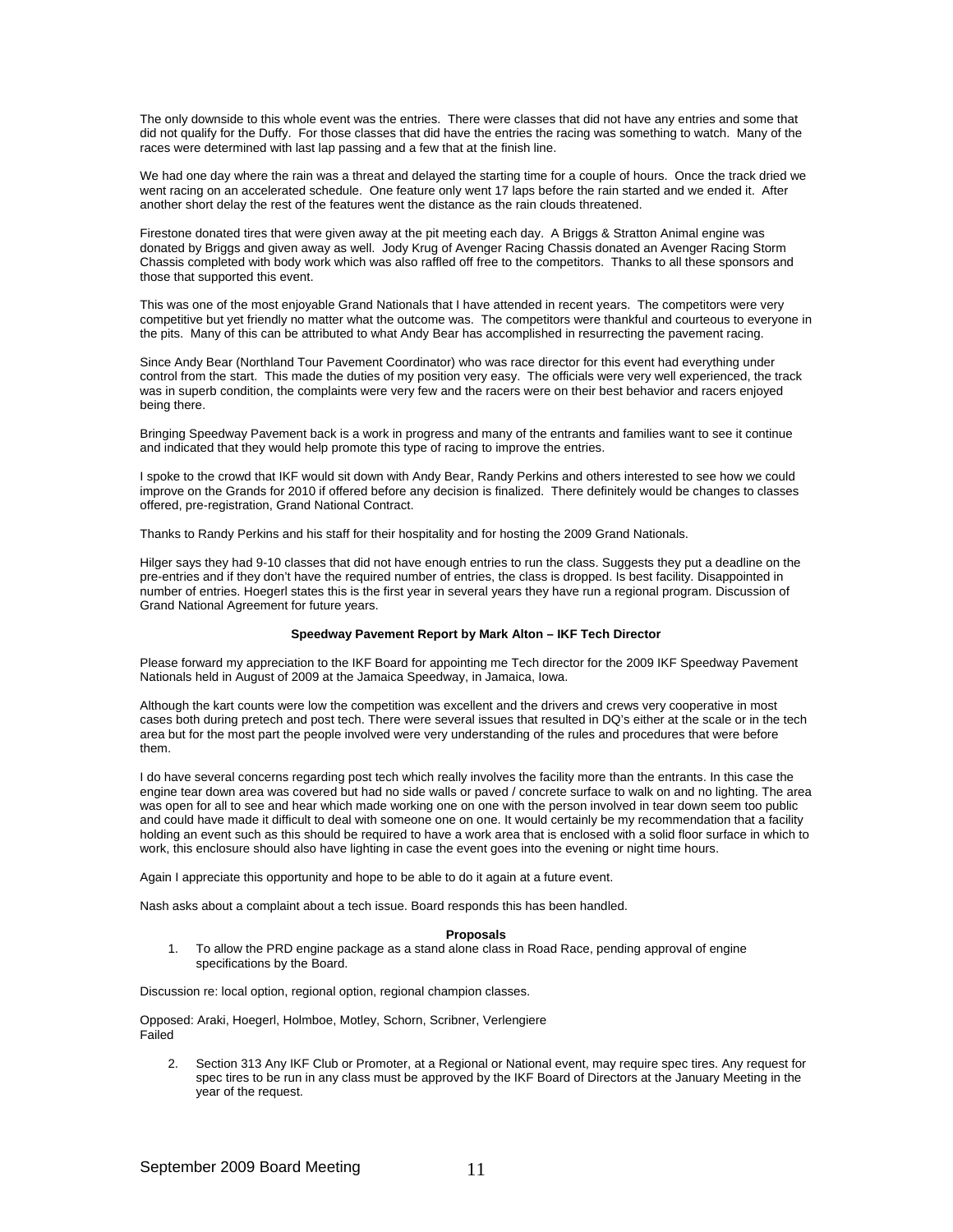The only downside to this whole event was the entries. There were classes that did not have any entries and some that did not qualify for the Duffy. For those classes that did have the entries the racing was something to watch. Many of the races were determined with last lap passing and a few that at the finish line.

We had one day where the rain was a threat and delayed the starting time for a couple of hours. Once the track dried we went racing on an accelerated schedule. One feature only went 17 laps before the rain started and we ended it. After another short delay the rest of the features went the distance as the rain clouds threatened.

Firestone donated tires that were given away at the pit meeting each day. A Briggs & Stratton Animal engine was donated by Briggs and given away as well. Jody Krug of Avenger Racing Chassis donated an Avenger Racing Storm Chassis completed with body work which was also raffled off free to the competitors. Thanks to all these sponsors and those that supported this event.

This was one of the most enjoyable Grand Nationals that I have attended in recent years. The competitors were very competitive but yet friendly no matter what the outcome was. The competitors were thankful and courteous to everyone in the pits. Many of this can be attributed to what Andy Bear has accomplished in resurrecting the pavement racing.

Since Andy Bear (Northland Tour Pavement Coordinator) who was race director for this event had everything under control from the start. This made the duties of my position very easy. The officials were very well experienced, the track was in superb condition, the complaints were very few and the racers were on their best behavior and racers enjoyed being there.

Bringing Speedway Pavement back is a work in progress and many of the entrants and families want to see it continue and indicated that they would help promote this type of racing to improve the entries.

I spoke to the crowd that IKF would sit down with Andy Bear, Randy Perkins and others interested to see how we could improve on the Grands for 2010 if offered before any decision is finalized. There definitely would be changes to classes offered, pre-registration, Grand National Contract.

Thanks to Randy Perkins and his staff for their hospitality and for hosting the 2009 Grand Nationals.

Hilger says they had 9-10 classes that did not have enough entries to run the class. Suggests they put a deadline on the pre-entries and if they don't have the required number of entries, the class is dropped. Is best facility. Disappointed in number of entries. Hoegerl states this is the first year in several years they have run a regional program. Discussion of Grand National Agreement for future years.

**Speedway Pavement Report by Mark Alton – IKF Tech Director**

Please forward my appreciation to the IKF Board for appointing me Tech director for the 2009 IKF Speedway Pavement Nationals held in August of 2009 at the Jamaica Speedway, in Jamaica, Iowa.

Although the kart counts were low the competition was excellent and the drivers and crews very cooperative in most cases both during pretech and post tech. There were several issues that resulted in DQ's either at the scale or in the tech area but for the most part the people involved were very understanding of the rules and procedures that were before them.

I do have several concerns regarding post tech which really involves the facility more than the entrants. In this case the engine tear down area was covered but had no side walls or paved / concrete surface to walk on and no lighting. The area was open for all to see and hear which made working one on one with the person involved in tear down seem too public and could have made it difficult to deal with someone one on one. It would certainly be my recommendation that a facility holding an event such as this should be required to have a work area that is enclosed with a solid floor surface in which to work, this enclosure should also have lighting in case the event goes into the evening or night time hours.

Again I appreciate this opportunity and hope to be able to do it again at a future event.

Nash asks about a complaint about a tech issue. Board responds this has been handled.

**Proposals**

1. To allow the PRD engine package as a stand alone class in Road Race, pending approval of engine specifications by the Board.

Discussion re: local option, regional option, regional champion classes.

Opposed: Araki, Hoegerl, Holmboe, Motley, Schorn, Scribner, Verlengiere
Failed

2. Section 313 Any IKF Club or Promoter, at a Regional or National event, may require spec tires. Any request for spec tires to be run in any class must be approved by the IKF Board of Directors at the January Meeting in the year of the request.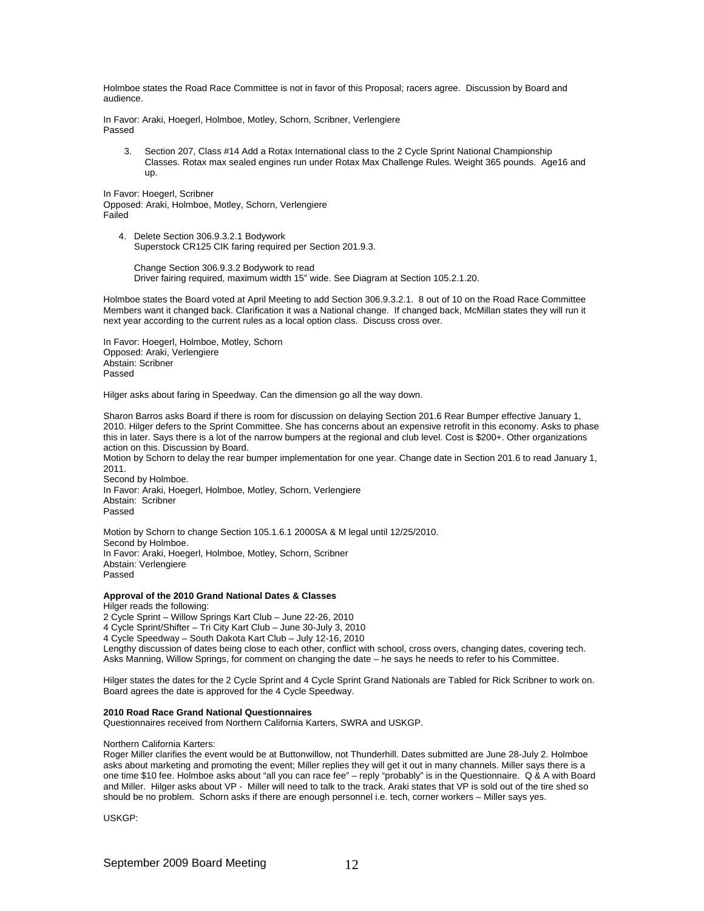Holmboe states the Road Race Committee is not in favor of this Proposal; racers agree. Discussion by Board and audience.

In Favor: Araki, Hoegerl, Holmboe, Motley, Schorn, Scribner, Verlengiere
Passed

3. Section 207, Class #14 Add a Rotax International class to the 2 Cycle Sprint National Championship Classes. Rotax max sealed engines run under Rotax Max Challenge Rules. Weight 365 pounds. Age16 and up.

In Favor: Hoegerl, Scribner
Opposed: Araki, Holmboe, Motley, Schorn, Verlengiere
Failed

4. Delete Section 306.9.3.2.1 Bodywork
   Superstock CR125 CIK faring required per Section 201.9.3.

   Change Section 306.9.3.2 Bodywork to read
   Driver fairing required, maximum width 15" wide. See Diagram at Section 105.2.1.20.

Holmboe states the Board voted at April Meeting to add Section 306.9.3.2.1. 8 out of 10 on the Road Race Committee Members want it changed back. Clarification it was a National change. If changed back, McMillan states they will run it next year according to the current rules as a local option class. Discuss cross over.

In Favor: Hoegerl, Holmboe, Motley, Schorn
Opposed: Araki, Verlengiere
Abstain: Scribner
Passed

Hilger asks about faring in Speedway. Can the dimension go all the way down.

Sharon Barros asks Board if there is room for discussion on delaying Section 201.6 Rear Bumper effective January 1, 2010. Hilger defers to the Sprint Committee. She has concerns about an expensive retrofit in this economy. Asks to phase this in later. Says there is a lot of the narrow bumpers at the regional and club level. Cost is $200+. Other organizations action on this. Discussion by Board.
Motion by Schorn to delay the rear bumper implementation for one year. Change date in Section 201.6 to read January 1, 2011.
Second by Holmboe.
In Favor: Araki, Hoegerl, Holmboe, Motley, Schorn, Verlengiere
Abstain: Scribner
Passed

Motion by Schorn to change Section 105.1.6.1 2000SA & M legal until 12/25/2010.
Second by Holmboe.
In Favor: Araki, Hoegerl, Holmboe, Motley, Schorn, Scribner
Abstain: Verlengiere
Passed

**Approval of the 2010 Grand National Dates & Classes**
Hilger reads the following:
2 Cycle Sprint – Willow Springs Kart Club – June 22-26, 2010
4 Cycle Sprint/Shifter – Tri City Kart Club – June 30-July 3, 2010
4 Cycle Speedway – South Dakota Kart Club – July 12-16, 2010
Lengthy discussion of dates being close to each other, conflict with school, cross overs, changing dates, covering tech. Asks Manning, Willow Springs, for comment on changing the date – he says he needs to refer to his Committee.

Hilger states the dates for the 2 Cycle Sprint and 4 Cycle Sprint Grand Nationals are Tabled for Rick Scribner to work on. Board agrees the date is approved for the 4 Cycle Speedway.

**2010 Road Race Grand National Questionnaires**
Questionnaires received from Northern California Karters, SWRA and USKGP.

Northern California Karters:
Roger Miller clarifies the event would be at Buttonwillow, not Thunderhill. Dates submitted are June 28-July 2. Holmboe asks about marketing and promoting the event; Miller replies they will get it out in many channels. Miller says there is a one time $10 fee. Holmboe asks about "all you can race fee" – reply "probably" is in the Questionnaire. Q & A with Board and Miller. Hilger asks about VP - Miller will need to talk to the track. Araki states that VP is sold out of the tire shed so should be no problem. Schorn asks if there are enough personnel i.e. tech, corner workers – Miller says yes.

USKGP: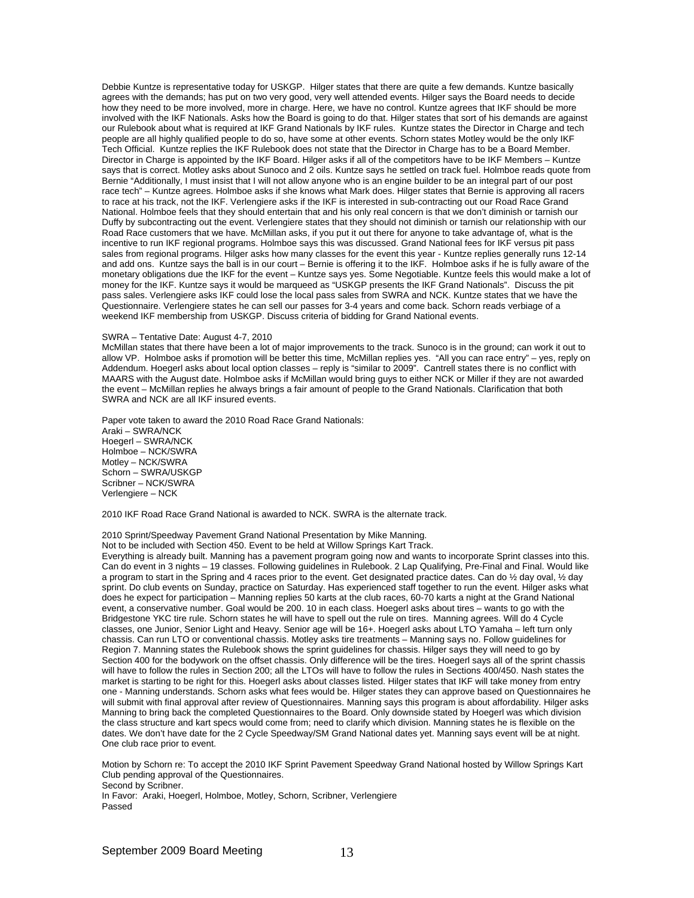Debbie Kuntze is representative today for USKGP. Hilger states that there are quite a few demands. Kuntze basically agrees with the demands; has put on two very good, very well attended events. Hilger says the Board needs to decide how they need to be more involved, more in charge. Here, we have no control. Kuntze agrees that IKF should be more involved with the IKF Nationals. Asks how the Board is going to do that. Hilger states that sort of his demands are against our Rulebook about what is required at IKF Grand Nationals by IKF rules. Kuntze states the Director in Charge and tech people are all highly qualified people to do so, have some at other events. Schorn states Motley would be the only IKF Tech Official. Kuntze replies the IKF Rulebook does not state that the Director in Charge has to be a Board Member. Director in Charge is appointed by the IKF Board. Hilger asks if all of the competitors have to be IKF Members – Kuntze says that is correct. Motley asks about Sunoco and 2 oils. Kuntze says he settled on track fuel. Holmboe reads quote from Bernie "Additionally, I must insist that I will not allow anyone who is an engine builder to be an integral part of our post race tech" – Kuntze agrees. Holmboe asks if she knows what Mark does. Hilger states that Bernie is approving all racers to race at his track, not the IKF. Verlengiere asks if the IKF is interested in sub-contracting out our Road Race Grand National. Holmboe feels that they should entertain that and his only real concern is that we don't diminish or tarnish our Duffy by subcontracting out the event. Verlengiere states that they should not diminish or tarnish our relationship with our Road Race customers that we have. McMillan asks, if you put it out there for anyone to take advantage of, what is the incentive to run IKF regional programs. Holmboe says this was discussed. Grand National fees for IKF versus pit pass sales from regional programs. Hilger asks how many classes for the event this year - Kuntze replies generally runs 12-14 and add ons. Kuntze says the ball is in our court – Bernie is offering it to the IKF. Holmboe asks if he is fully aware of the monetary obligations due the IKF for the event – Kuntze says yes. Some Negotiable. Kuntze feels this would make a lot of money for the IKF. Kuntze says it would be marqueed as "USKGP presents the IKF Grand Nationals". Discuss the pit pass sales. Verlengiere asks IKF could lose the local pass sales from SWRA and NCK. Kuntze states that we have the Questionnaire. Verlengiere states he can sell our passes for 3-4 years and come back. Schorn reads verbiage of a weekend IKF membership from USKGP. Discuss criteria of bidding for Grand National events.

SWRA – Tentative Date: August 4-7, 2010

McMillan states that there have been a lot of major improvements to the track. Sunoco is in the ground; can work it out to allow VP. Holmboe asks if promotion will be better this time, McMillan replies yes. "All you can race entry" – yes, reply on Addendum. Hoegerl asks about local option classes – reply is "similar to 2009". Cantrell states there is no conflict with MAARS with the August date. Holmboe asks if McMillan would bring guys to either NCK or Miller if they are not awarded the event – McMillan replies he always brings a fair amount of people to the Grand Nationals. Clarification that both SWRA and NCK are all IKF insured events.

Paper vote taken to award the 2010 Road Race Grand Nationals:
Araki – SWRA/NCK
Hoegerl – SWRA/NCK
Holmboe – NCK/SWRA
Motley – NCK/SWRA
Schorn – SWRA/USKGP
Scribner – NCK/SWRA
Verlengiere – NCK

2010 IKF Road Race Grand National is awarded to NCK. SWRA is the alternate track.

2010 Sprint/Speedway Pavement Grand National Presentation by Mike Manning.
Not to be included with Section 450. Event to be held at Willow Springs Kart Track.
Everything is already built. Manning has a pavement program going now and wants to incorporate Sprint classes into this. Can do event in 3 nights – 19 classes. Following guidelines in Rulebook. 2 Lap Qualifying, Pre-Final and Final. Would like a program to start in the Spring and 4 races prior to the event. Get designated practice dates. Can do ½ day oval, ½ day sprint. Do club events on Sunday, practice on Saturday. Has experienced staff together to run the event. Hilger asks what does he expect for participation – Manning replies 50 karts at the club races, 60-70 karts a night at the Grand National event, a conservative number. Goal would be 200. 10 in each class. Hoegerl asks about tires – wants to go with the Bridgestone YKC tire rule. Schorn states he will have to spell out the rule on tires. Manning agrees. Will do 4 Cycle classes, one Junior, Senior Light and Heavy. Senior age will be 16+. Hoegerl asks about LTO Yamaha – left turn only chassis. Can run LTO or conventional chassis. Motley asks tire treatments – Manning says no. Follow guidelines for Region 7. Manning states the Rulebook shows the sprint guidelines for chassis. Hilger says they will need to go by Section 400 for the bodywork on the offset chassis. Only difference will be the tires. Hoegerl says all of the sprint chassis will have to follow the rules in Section 200; all the LTOs will have to follow the rules in Sections 400/450. Nash states the market is starting to be right for this. Hoegerl asks about classes listed. Hilger states that IKF will take money from entry one - Manning understands. Schorn asks what fees would be. Hilger states they can approve based on Questionnaires he will submit with final approval after review of Questionnaires. Manning says this program is about affordability. Hilger asks Manning to bring back the completed Questionnaires to the Board. Only downside stated by Hoegerl was which division the class structure and kart specs would come from; need to clarify which division. Manning states he is flexible on the dates. We don't have date for the 2 Cycle Speedway/SM Grand National dates yet. Manning says event will be at night. One club race prior to event.

Motion by Schorn re: To accept the 2010 IKF Sprint Pavement Speedway Grand National hosted by Willow Springs Kart Club pending approval of the Questionnaires.
Second by Scribner.
In Favor: Araki, Hoegerl, Holmboe, Motley, Schorn, Scribner, Verlengiere
Passed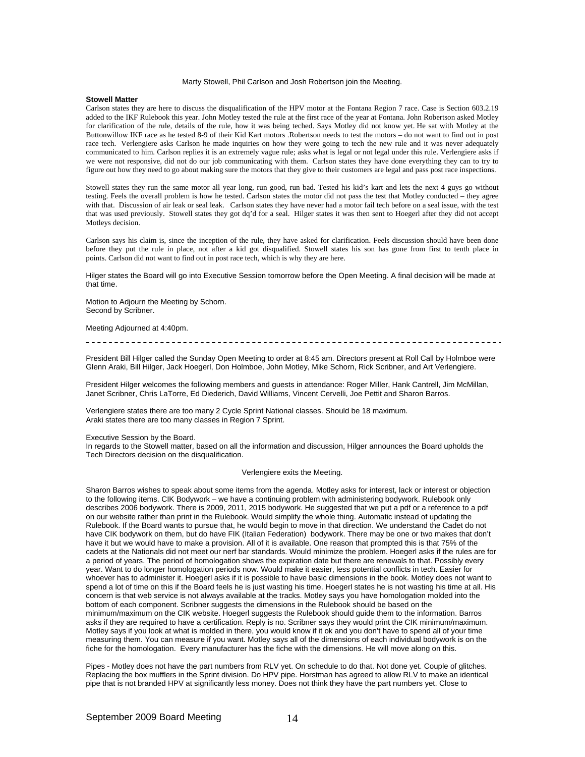Marty Stowell, Phil Carlson and Josh Robertson join the Meeting.

**Stowell Matter**

Carlson states they are here to discuss the disqualification of the HPV motor at the Fontana Region 7 race. Case is Section 603.2.19 added to the IKF Rulebook this year. John Motley tested the rule at the first race of the year at Fontana. John Robertson asked Motley for clarification of the rule, details of the rule, how it was being teched. Says Motley did not know yet. He sat with Motley at the Buttonwillow IKF race as he tested 8-9 of their Kid Kart motors .Robertson needs to test the motors – do not want to find out in post race tech. Verlengiere asks Carlson he made inquiries on how they were going to tech the new rule and it was never adequately communicated to him. Carlson replies it is an extremely vague rule; asks what is legal or not legal under this rule. Verlengiere asks if we were not responsive, did not do our job communicating with them. Carlson states they have done everything they can to try to figure out how they need to go about making sure the motors that they give to their customers are legal and pass post race inspections.

Stowell states they run the same motor all year long, run good, run bad. Tested his kid's kart and lets the next 4 guys go without testing. Feels the overall problem is how he tested. Carlson states the motor did not pass the test that Motley conducted – they agree with that. Discussion of air leak or seal leak. Carlson states they have never had a motor fail tech before on a seal issue, with the test that was used previously. Stowell states they got dq'd for a seal. Hilger states it was then sent to Hoegerl after they did not accept Motleys decision.

Carlson says his claim is, since the inception of the rule, they have asked for clarification. Feels discussion should have been done before they put the rule in place, not after a kid got disqualified. Stowell states his son has gone from first to tenth place in points. Carlson did not want to find out in post race tech, which is why they are here.

Hilger states the Board will go into Executive Session tomorrow before the Open Meeting. A final decision will be made at that time.

Motion to Adjourn the Meeting by Schorn.
Second by Scribner.

Meeting Adjourned at 4:40pm.

---

President Bill Hilger called the Sunday Open Meeting to order at 8:45 am. Directors present at Roll Call by Holmboe were Glenn Araki, Bill Hilger, Jack Hoegerl, Don Holmboe, John Motley, Mike Schorn, Rick Scribner, and Art Verlengiere.

President Hilger welcomes the following members and guests in attendance: Roger Miller, Hank Cantrell, Jim McMillan, Janet Scribner, Chris LaTorre, Ed Diederich, David Williams, Vincent Cervelli, Joe Pettit and Sharon Barros.

Verlengiere states there are too many 2 Cycle Sprint National classes. Should be 18 maximum.
Araki states there are too many classes in Region 7 Sprint.

Executive Session by the Board.
In regards to the Stowell matter, based on all the information and discussion, Hilger announces the Board upholds the Tech Directors decision on the disqualification.

Verlengiere exits the Meeting.

Sharon Barros wishes to speak about some items from the agenda. Motley asks for interest, lack or interest or objection to the following items. CIK Bodywork – we have a continuing problem with administering bodywork. Rulebook only describes 2006 bodywork. There is 2009, 2011, 2015 bodywork. He suggested that we put a pdf or a reference to a pdf on our website rather than print in the Rulebook. Would simplify the whole thing. Automatic instead of updating the Rulebook. If the Board wants to pursue that, he would begin to move in that direction. We understand the Cadet do not have CIK bodywork on them, but do have FIK (Italian Federation) bodywork. There may be one or two makes that don't have it but we would have to make a provision. All of it is available. One reason that prompted this is that 75% of the cadets at the Nationals did not meet our nerf bar standards. Would minimize the problem. Hoegerl asks if the rules are for a period of years. The period of homologation shows the expiration date but there are renewals to that. Possibly every year. Want to do longer homologation periods now. Would make it easier, less potential conflicts in tech. Easier for whoever has to administer it. Hoegerl asks if it is possible to have basic dimensions in the book. Motley does not want to spend a lot of time on this if the Board feels he is just wasting his time. Hoegerl states he is not wasting his time at all. His concern is that web service is not always available at the tracks. Motley says you have homologation molded into the bottom of each component. Scribner suggests the dimensions in the Rulebook should be based on the minimum/maximum on the CIK website. Hoegerl suggests the Rulebook should guide them to the information. Barros asks if they are required to have a certification. Reply is no. Scribner says they would print the CIK minimum/maximum. Motley says if you look at what is molded in there, you would know if it ok and you don't have to spend all of your time measuring them. You can measure if you want. Motley says all of the dimensions of each individual bodywork is on the fiche for the homologation. Every manufacturer has the fiche with the dimensions. He will move along on this.

Pipes - Motley does not have the part numbers from RLV yet. On schedule to do that. Not done yet. Couple of glitches. Replacing the box mufflers in the Sprint division. Do HPV pipe. Horstman has agreed to allow RLV to make an identical pipe that is not branded HPV at significantly less money. Does not think they have the part numbers yet. Close to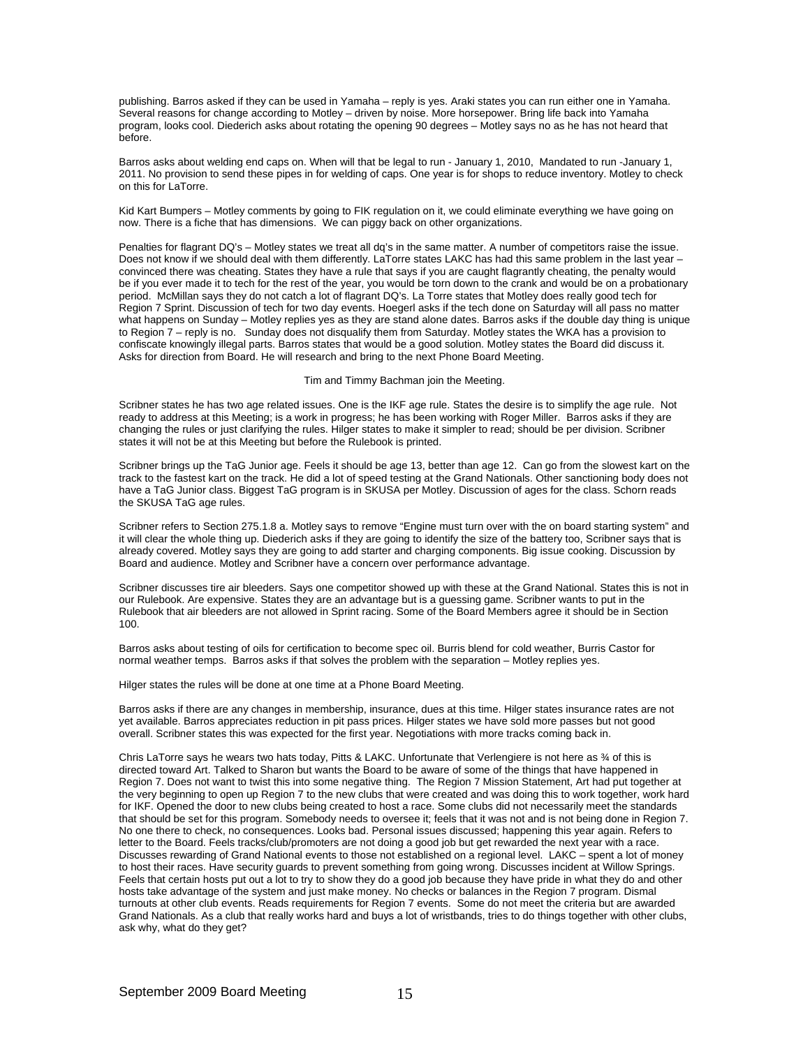publishing. Barros asked if they can be used in Yamaha – reply is yes. Araki states you can run either one in Yamaha. Several reasons for change according to Motley – driven by noise. More horsepower. Bring life back into Yamaha program, looks cool. Diederich asks about rotating the opening 90 degrees – Motley says no as he has not heard that before.

Barros asks about welding end caps on. When will that be legal to run - January 1, 2010, Mandated to run -January 1, 2011. No provision to send these pipes in for welding of caps. One year is for shops to reduce inventory. Motley to check on this for LaTorre.

Kid Kart Bumpers – Motley comments by going to FIK regulation on it, we could eliminate everything we have going on now. There is a fiche that has dimensions. We can piggy back on other organizations.

Penalties for flagrant DQ's – Motley states we treat all dq's in the same matter. A number of competitors raise the issue. Does not know if we should deal with them differently. LaTorre states LAKC has had this same problem in the last year – convinced there was cheating. States they have a rule that says if you are caught flagrantly cheating, the penalty would be if you ever made it to tech for the rest of the year, you would be torn down to the crank and would be on a probationary period. McMillan says they do not catch a lot of flagrant DQ's. La Torre states that Motley does really good tech for Region 7 Sprint. Discussion of tech for two day events. Hoegerl asks if the tech done on Saturday will all pass no matter what happens on Sunday – Motley replies yes as they are stand alone dates. Barros asks if the double day thing is unique to Region 7 – reply is no. Sunday does not disqualify them from Saturday. Motley states the WKA has a provision to confiscate knowingly illegal parts. Barros states that would be a good solution. Motley states the Board did discuss it. Asks for direction from Board. He will research and bring to the next Phone Board Meeting.

Tim and Timmy Bachman join the Meeting.

Scribner states he has two age related issues. One is the IKF age rule. States the desire is to simplify the age rule. Not ready to address at this Meeting; is a work in progress; he has been working with Roger Miller. Barros asks if they are changing the rules or just clarifying the rules. Hilger states to make it simpler to read; should be per division. Scribner states it will not be at this Meeting but before the Rulebook is printed.

Scribner brings up the TaG Junior age. Feels it should be age 13, better than age 12. Can go from the slowest kart on the track to the fastest kart on the track. He did a lot of speed testing at the Grand Nationals. Other sanctioning body does not have a TaG Junior class. Biggest TaG program is in SKUSA per Motley. Discussion of ages for the class. Schorn reads the SKUSA TaG age rules.

Scribner refers to Section 275.1.8 a. Motley says to remove "Engine must turn over with the on board starting system" and it will clear the whole thing up. Diederich asks if they are going to identify the size of the battery too, Scribner says that is already covered. Motley says they are going to add starter and charging components. Big issue cooking. Discussion by Board and audience. Motley and Scribner have a concern over performance advantage.

Scribner discusses tire air bleeders. Says one competitor showed up with these at the Grand National. States this is not in our Rulebook. Are expensive. States they are an advantage but is a guessing game. Scribner wants to put in the Rulebook that air bleeders are not allowed in Sprint racing. Some of the Board Members agree it should be in Section 100.

Barros asks about testing of oils for certification to become spec oil. Burris blend for cold weather, Burris Castor for normal weather temps. Barros asks if that solves the problem with the separation – Motley replies yes.

Hilger states the rules will be done at one time at a Phone Board Meeting.

Barros asks if there are any changes in membership, insurance, dues at this time. Hilger states insurance rates are not yet available. Barros appreciates reduction in pit pass prices. Hilger states we have sold more passes but not good overall. Scribner states this was expected for the first year. Negotiations with more tracks coming back in.

Chris LaTorre says he wears two hats today, Pitts & LAKC. Unfortunate that Verlengiere is not here as ¾ of this is directed toward Art. Talked to Sharon but wants the Board to be aware of some of the things that have happened in Region 7. Does not want to twist this into some negative thing. The Region 7 Mission Statement, Art had put together at the very beginning to open up Region 7 to the new clubs that were created and was doing this to work together, work hard for IKF. Opened the door to new clubs being created to host a race. Some clubs did not necessarily meet the standards that should be set for this program. Somebody needs to oversee it; feels that it was not and is not being done in Region 7. No one there to check, no consequences. Looks bad. Personal issues discussed; happening this year again. Refers to letter to the Board. Feels tracks/club/promoters are not doing a good job but get rewarded the next year with a race. Discusses rewarding of Grand National events to those not established on a regional level. LAKC – spent a lot of money to host their races. Have security guards to prevent something from going wrong. Discusses incident at Willow Springs. Feels that certain hosts put out a lot to try to show they do a good job because they have pride in what they do and other hosts take advantage of the system and just make money. No checks or balances in the Region 7 program. Dismal turnouts at other club events. Reads requirements for Region 7 events. Some do not meet the criteria but are awarded Grand Nationals. As a club that really works hard and buys a lot of wristbands, tries to do things together with other clubs, ask why, what do they get?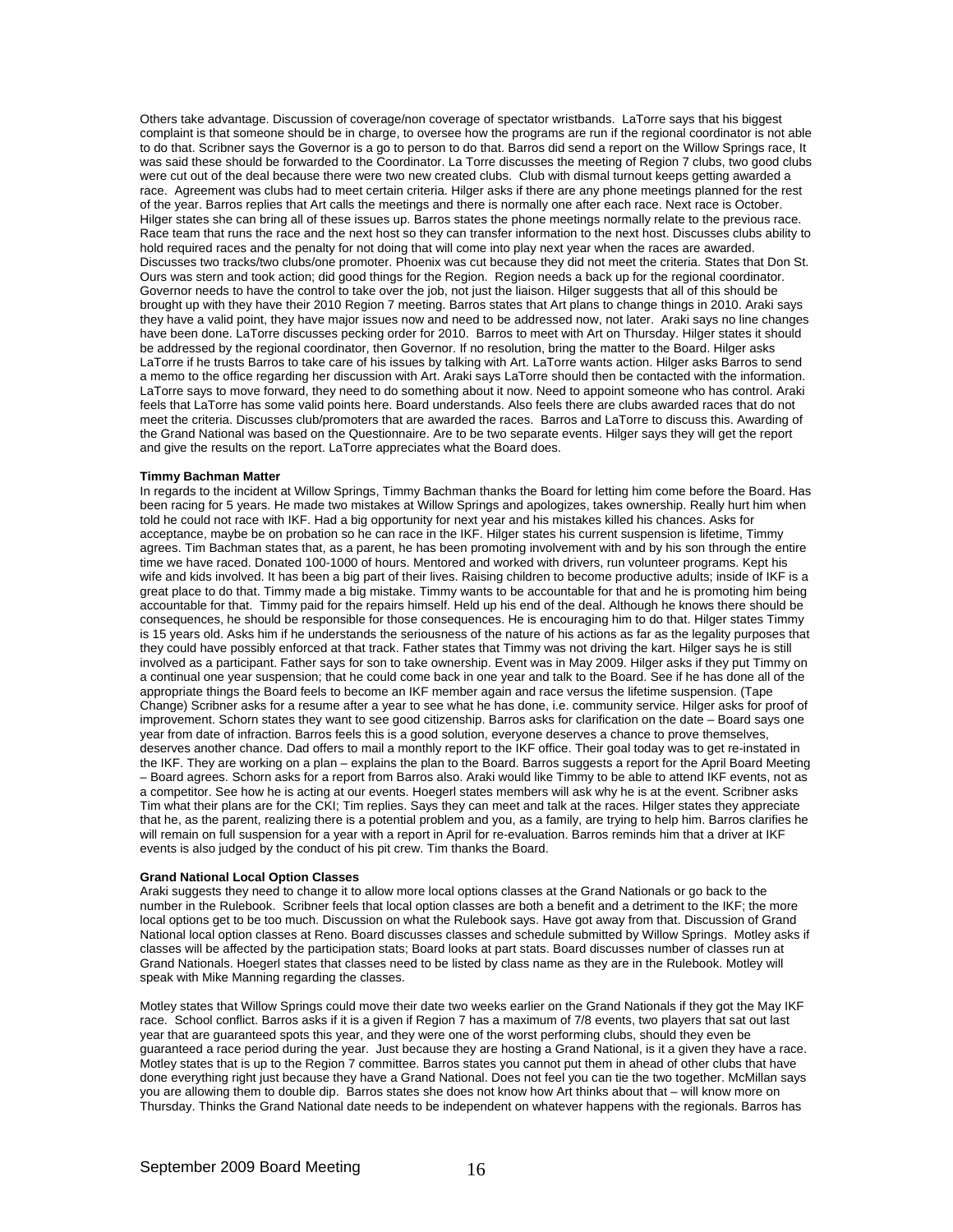Others take advantage. Discussion of coverage/non coverage of spectator wristbands. LaTorre says that his biggest complaint is that someone should be in charge, to oversee how the programs are run if the regional coordinator is not able to do that. Scribner says the Governor is a go to person to do that. Barros did send a report on the Willow Springs race, It was said these should be forwarded to the Coordinator. La Torre discusses the meeting of Region 7 clubs, two good clubs were cut out of the deal because there were two new created clubs. Club with dismal turnout keeps getting awarded a race. Agreement was clubs had to meet certain criteria. Hilger asks if there are any phone meetings planned for the rest of the year. Barros replies that Art calls the meetings and there is normally one after each race. Next race is October. Hilger states she can bring all of these issues up. Barros states the phone meetings normally relate to the previous race. Race team that runs the race and the next host so they can transfer information to the next host. Discusses clubs ability to hold required races and the penalty for not doing that will come into play next year when the races are awarded. Discusses two tracks/two clubs/one promoter. Phoenix was cut because they did not meet the criteria. States that Don St. Ours was stern and took action; did good things for the Region. Region needs a back up for the regional coordinator. Governor needs to have the control to take over the job, not just the liaison. Hilger suggests that all of this should be brought up with they have their 2010 Region 7 meeting. Barros states that Art plans to change things in 2010. Araki says they have a valid point, they have major issues now and need to be addressed now, not later. Araki says no line changes have been done. LaTorre discusses pecking order for 2010. Barros to meet with Art on Thursday. Hilger states it should be addressed by the regional coordinator, then Governor. If no resolution, bring the matter to the Board. Hilger asks LaTorre if he trusts Barros to take care of his issues by talking with Art. LaTorre wants action. Hilger asks Barros to send a memo to the office regarding her discussion with Art. Araki says LaTorre should then be contacted with the information. LaTorre says to move forward, they need to do something about it now. Need to appoint someone who has control. Araki feels that LaTorre has some valid points here. Board understands. Also feels there are clubs awarded races that do not meet the criteria. Discusses club/promoters that are awarded the races. Barros and LaTorre to discuss this. Awarding of the Grand National was based on the Questionnaire. Are to be two separate events. Hilger says they will get the report and give the results on the report. LaTorre appreciates what the Board does.

**Timmy Bachman Matter**

In regards to the incident at Willow Springs, Timmy Bachman thanks the Board for letting him come before the Board. Has been racing for 5 years. He made two mistakes at Willow Springs and apologizes, takes ownership. Really hurt him when told he could not race with IKF. Had a big opportunity for next year and his mistakes killed his chances. Asks for acceptance, maybe be on probation so he can race in the IKF. Hilger states his current suspension is lifetime, Timmy agrees. Tim Bachman states that, as a parent, he has been promoting involvement with and by his son through the entire time we have raced. Donated 100-1000 of hours. Mentored and worked with drivers, run volunteer programs. Kept his wife and kids involved. It has been a big part of their lives. Raising children to become productive adults; inside of IKF is a great place to do that. Timmy made a big mistake. Timmy wants to be accountable for that and he is promoting him being accountable for that. Timmy paid for the repairs himself. Held up his end of the deal. Although he knows there should be consequences, he should be responsible for those consequences. He is encouraging him to do that. Hilger states Timmy is 15 years old. Asks him if he understands the seriousness of the nature of his actions as far as the legality purposes that they could have possibly enforced at that track. Father states that Timmy was not driving the kart. Hilger says he is still involved as a participant. Father says for son to take ownership. Event was in May 2009. Hilger asks if they put Timmy on a continual one year suspension; that he could come back in one year and talk to the Board. See if he has done all of the appropriate things the Board feels to become an IKF member again and race versus the lifetime suspension. (Tape Change) Scribner asks for a resume after a year to see what he has done, i.e. community service. Hilger asks for proof of improvement. Schorn states they want to see good citizenship. Barros asks for clarification on the date – Board says one year from date of infraction. Barros feels this is a good solution, everyone deserves a chance to prove themselves, deserves another chance. Dad offers to mail a monthly report to the IKF office. Their goal today was to get re-instated in the IKF. They are working on a plan – explains the plan to the Board. Barros suggests a report for the April Board Meeting – Board agrees. Schorn asks for a report from Barros also. Araki would like Timmy to be able to attend IKF events, not as a competitor. See how he is acting at our events. Hoegerl states members will ask why he is at the event. Scribner asks Tim what their plans are for the CKI; Tim replies. Says they can meet and talk at the races. Hilger states they appreciate that he, as the parent, realizing there is a potential problem and you, as a family, are trying to help him. Barros clarifies he will remain on full suspension for a year with a report in April for re-evaluation. Barros reminds him that a driver at IKF events is also judged by the conduct of his pit crew. Tim thanks the Board.

**Grand National Local Option Classes**

Araki suggests they need to change it to allow more local options classes at the Grand Nationals or go back to the number in the Rulebook. Scribner feels that local option classes are both a benefit and a detriment to the IKF; the more local options get to be too much. Discussion on what the Rulebook says. Have got away from that. Discussion of Grand National local option classes at Reno. Board discusses classes and schedule submitted by Willow Springs. Motley asks if classes will be affected by the participation stats; Board looks at part stats. Board discusses number of classes run at Grand Nationals. Hoegerl states that classes need to be listed by class name as they are in the Rulebook. Motley will speak with Mike Manning regarding the classes.

Motley states that Willow Springs could move their date two weeks earlier on the Grand Nationals if they got the May IKF race. School conflict. Barros asks if it is a given if Region 7 has a maximum of 7/8 events, two players that sat out last year that are guaranteed spots this year, and they were one of the worst performing clubs, should they even be guaranteed a race period during the year. Just because they are hosting a Grand National, is it a given they have a race. Motley states that is up to the Region 7 committee. Barros states you cannot put them in ahead of other clubs that have done everything right just because they have a Grand National. Does not feel you can tie the two together. McMillan says you are allowing them to double dip. Barros states she does not know how Art thinks about that – will know more on Thursday. Thinks the Grand National date needs to be independent on whatever happens with the regionals. Barros has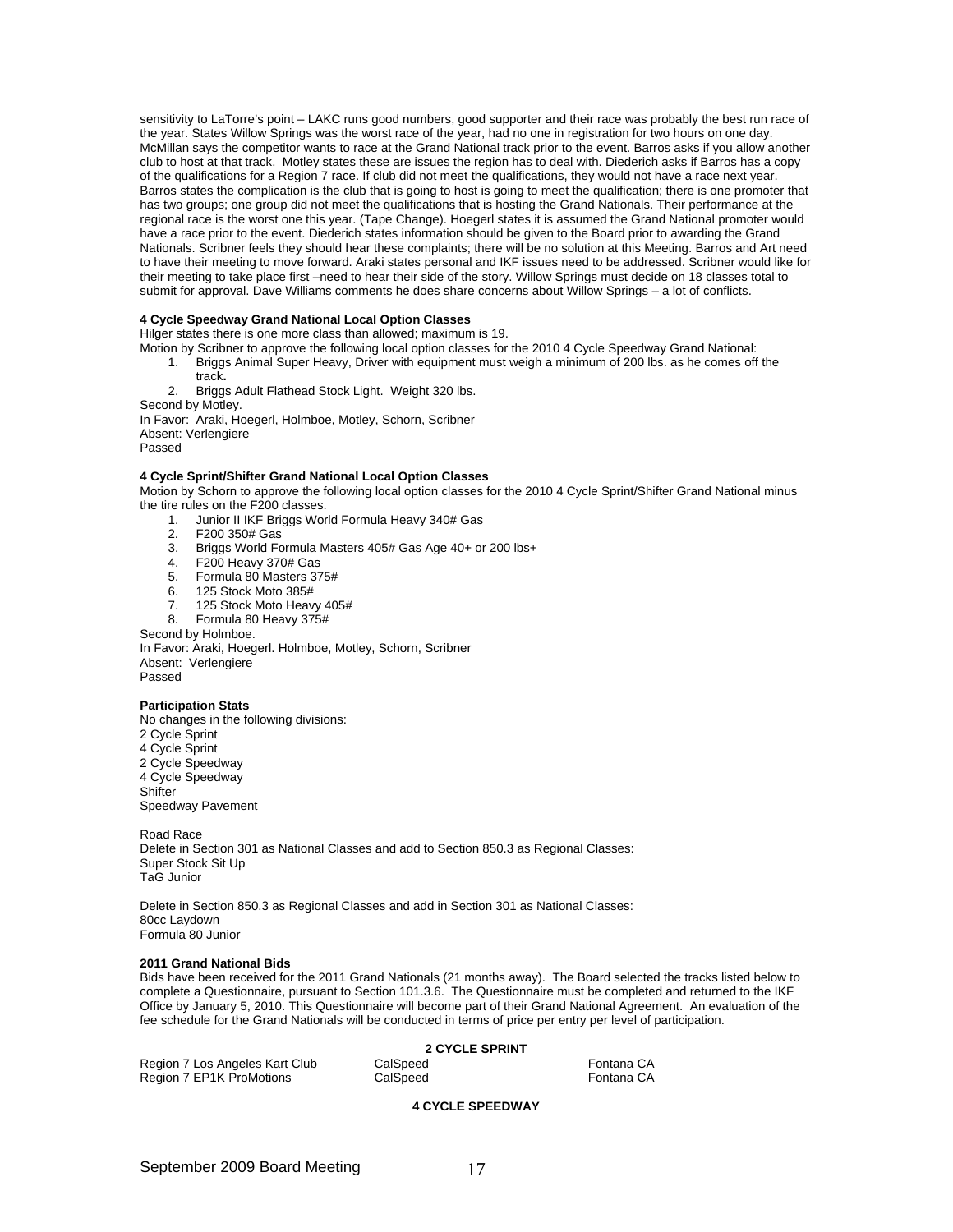sensitivity to LaTorre's point – LAKC runs good numbers, good supporter and their race was probably the best run race of the year. States Willow Springs was the worst race of the year, had no one in registration for two hours on one day. McMillan says the competitor wants to race at the Grand National track prior to the event. Barros asks if you allow another club to host at that track. Motley states these are issues the region has to deal with. Diederich asks if Barros has a copy of the qualifications for a Region 7 race. If club did not meet the qualifications, they would not have a race next year. Barros states the complication is the club that is going to host is going to meet the qualification; there is one promoter that has two groups; one group did not meet the qualifications that is hosting the Grand Nationals. Their performance at the regional race is the worst one this year. (Tape Change). Hoegerl states it is assumed the Grand National promoter would have a race prior to the event. Diederich states information should be given to the Board prior to awarding the Grand Nationals. Scribner feels they should hear these complaints; there will be no solution at this Meeting. Barros and Art need to have their meeting to move forward. Araki states personal and IKF issues need to be addressed. Scribner would like for their meeting to take place first –need to hear their side of the story. Willow Springs must decide on 18 classes total to submit for approval. Dave Williams comments he does share concerns about Willow Springs – a lot of conflicts.

**4 Cycle Speedway Grand National Local Option Classes**

Hilger states there is one more class than allowed; maximum is 19.

Motion by Scribner to approve the following local option classes for the 2010 4 Cycle Speedway Grand National:

1. Briggs Animal Super Heavy, Driver with equipment must weigh a minimum of 200 lbs. as he comes off the track**.**
2. Briggs Adult Flathead Stock Light. Weight 320 lbs.

Second by Motley.
In Favor: Araki, Hoegerl, Holmboe, Motley, Schorn, Scribner
Absent: Verlengiere
Passed

**4 Cycle Sprint/Shifter Grand National Local Option Classes**

Motion by Schorn to approve the following local option classes for the 2010 4 Cycle Sprint/Shifter Grand National minus the tire rules on the F200 classes.

1. Junior II IKF Briggs World Formula Heavy 340# Gas
2. F200 350# Gas
3. Briggs World Formula Masters 405# Gas Age 40+ or 200 lbs+
4. F200 Heavy 370# Gas
5. Formula 80 Masters 375#
6. 125 Stock Moto 385#
7. 125 Stock Moto Heavy 405#
8. Formula 80 Heavy 375#

Second by Holmboe.
In Favor: Araki, Hoegerl. Holmboe, Motley, Schorn, Scribner
Absent: Verlengiere
Passed

**Participation Stats**

No changes in the following divisions:
2 Cycle Sprint
4 Cycle Sprint
2 Cycle Speedway
4 Cycle Speedway
Shifter
Speedway Pavement

Road Race
Delete in Section 301 as National Classes and add to Section 850.3 as Regional Classes:
Super Stock Sit Up
TaG Junior

Delete in Section 850.3 as Regional Classes and add in Section 301 as National Classes:
80cc Laydown
Formula 80 Junior

**2011 Grand National Bids**

Bids have been received for the 2011 Grand Nationals (21 months away). The Board selected the tracks listed below to complete a Questionnaire, pursuant to Section 101.3.6. The Questionnaire must be completed and returned to the IKF Office by January 5, 2010. This Questionnaire will become part of their Grand National Agreement. An evaluation of the fee schedule for the Grand Nationals will be conducted in terms of price per entry per level of participation.

**2 CYCLE SPRINT**

| | | |
|---|---|---|
| Region 7 Los Angeles Kart Club | CalSpeed | Fontana CA |
| Region 7 EP1K ProMotions | CalSpeed | Fontana CA |

**4 CYCLE SPEEDWAY**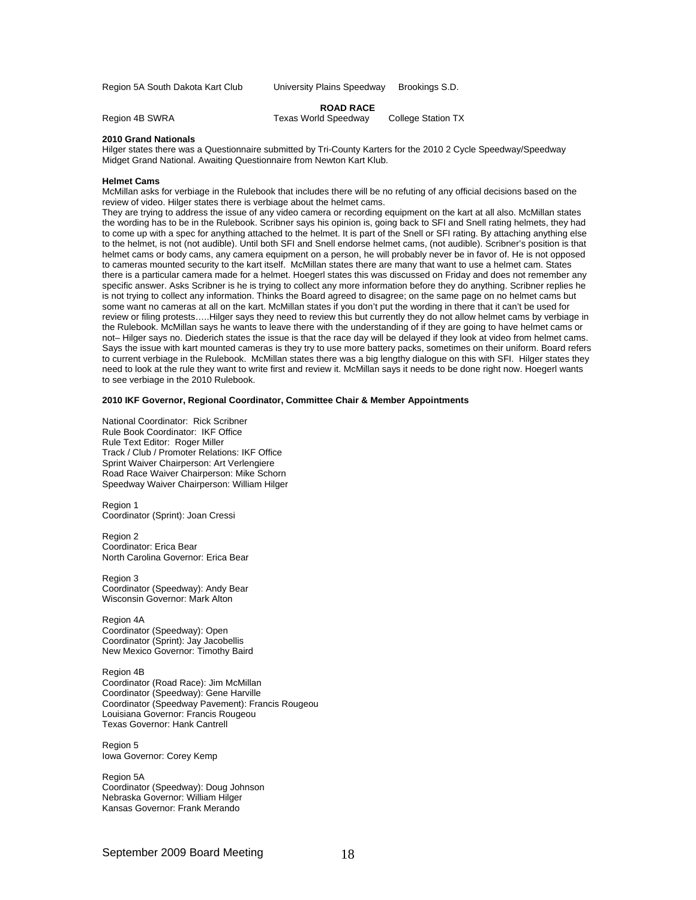Region 5A South Dakota Kart Club | University Plains Speedway | Brookings S.D.

**ROAD RACE**

Region 4B SWRA | Texas World Speedway | College Station TX

**2010 Grand Nationals**

Hilger states there was a Questionnaire submitted by Tri-County Karters for the 2010 2 Cycle Speedway/Speedway Midget Grand National. Awaiting Questionnaire from Newton Kart Klub.

**Helmet Cams**

McMillan asks for verbiage in the Rulebook that includes there will be no refuting of any official decisions based on the review of video. Hilger states there is verbiage about the helmet cams.

They are trying to address the issue of any video camera or recording equipment on the kart at all also. McMillan states the wording has to be in the Rulebook. Scribner says his opinion is, going back to SFI and Snell rating helmets, they had to come up with a spec for anything attached to the helmet. It is part of the Snell or SFI rating. By attaching anything else to the helmet, is not (not audible). Until both SFI and Snell endorse helmet cams, (not audible). Scribner's position is that helmet cams or body cams, any camera equipment on a person, he will probably never be in favor of. He is not opposed to cameras mounted security to the kart itself. McMillan states there are many that want to use a helmet cam. States there is a particular camera made for a helmet. Hoegerl states this was discussed on Friday and does not remember any specific answer. Asks Scribner is he is trying to collect any more information before they do anything. Scribner replies he is not trying to collect any information. Thinks the Board agreed to disagree; on the same page on no helmet cams but some want no cameras at all on the kart. McMillan states if you don't put the wording in there that it can't be used for review or filing protests…..Hilger says they need to review this but currently they do not allow helmet cams by verbiage in the Rulebook. McMillan says he wants to leave there with the understanding of if they are going to have helmet cams or not– Hilger says no. Diederich states the issue is that the race day will be delayed if they look at video from helmet cams. Says the issue with kart mounted cameras is they try to use more battery packs, sometimes on their uniform. Board refers to current verbiage in the Rulebook. McMillan states there was a big lengthy dialogue on this with SFI. Hilger states they need to look at the rule they want to write first and review it. McMillan says it needs to be done right now. Hoegerl wants to see verbiage in the 2010 Rulebook.

**2010 IKF Governor, Regional Coordinator, Committee Chair & Member Appointments**

National Coordinator: Rick Scribner
Rule Book Coordinator: IKF Office
Rule Text Editor: Roger Miller
Track / Club / Promoter Relations: IKF Office
Sprint Waiver Chairperson: Art Verlengiere
Road Race Waiver Chairperson: Mike Schorn
Speedway Waiver Chairperson: William Hilger

Region 1
Coordinator (Sprint): Joan Cressi

Region 2
Coordinator: Erica Bear
North Carolina Governor: Erica Bear

Region 3
Coordinator (Speedway): Andy Bear
Wisconsin Governor: Mark Alton

Region 4A
Coordinator (Speedway): Open
Coordinator (Sprint): Jay Jacobellis
New Mexico Governor: Timothy Baird

Region 4B
Coordinator (Road Race): Jim McMillan
Coordinator (Speedway): Gene Harville
Coordinator (Speedway Pavement): Francis Rougeou
Louisiana Governor: Francis Rougeou
Texas Governor: Hank Cantrell

Region 5
Iowa Governor: Corey Kemp

Region 5A
Coordinator (Speedway): Doug Johnson
Nebraska Governor: William Hilger
Kansas Governor: Frank Merando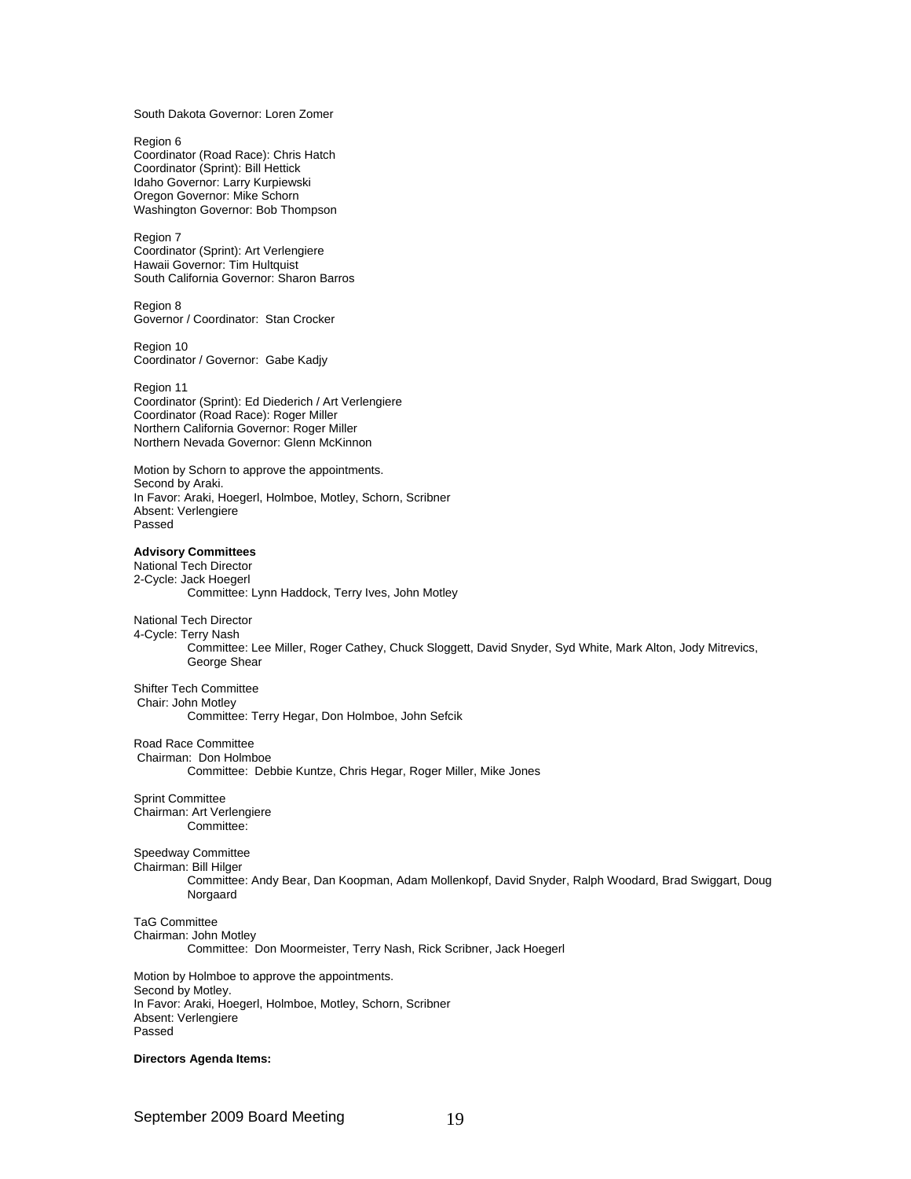South Dakota Governor: Loren Zomer

Region 6
Coordinator (Road Race): Chris Hatch
Coordinator (Sprint): Bill Hettick
Idaho Governor: Larry Kurpiewski
Oregon Governor: Mike Schorn
Washington Governor: Bob Thompson

Region 7
Coordinator (Sprint): Art Verlengiere
Hawaii Governor: Tim Hultquist
South California Governor: Sharon Barros

Region 8
Governor / Coordinator: Stan Crocker

Region 10
Coordinator / Governor: Gabe Kadjy

Region 11
Coordinator (Sprint): Ed Diederich / Art Verlengiere
Coordinator (Road Race): Roger Miller
Northern California Governor: Roger Miller
Northern Nevada Governor: Glenn McKinnon

Motion by Schorn to approve the appointments.
Second by Araki.
In Favor: Araki, Hoegerl, Holmboe, Motley, Schorn, Scribner
Absent: Verlengiere
Passed

**Advisory Committees**

National Tech Director
2-Cycle: Jack Hoegerl
Committee: Lynn Haddock, Terry Ives, John Motley

National Tech Director
4-Cycle: Terry Nash
Committee: Lee Miller, Roger Cathey, Chuck Sloggett, David Snyder, Syd White, Mark Alton, Jody Mitrevics, George Shear

Shifter Tech Committee
Chair: John Motley
Committee: Terry Hegar, Don Holmboe, John Sefcik

Road Race Committee
Chairman: Don Holmboe
Committee: Debbie Kuntze, Chris Hegar, Roger Miller, Mike Jones

Sprint Committee
Chairman: Art Verlengiere
Committee:

Speedway Committee
Chairman: Bill Hilger
Committee: Andy Bear, Dan Koopman, Adam Mollenkopf, David Snyder, Ralph Woodard, Brad Swiggart, Doug Norgaard

TaG Committee
Chairman: John Motley
Committee: Don Moormeister, Terry Nash, Rick Scribner, Jack Hoegerl

Motion by Holmboe to approve the appointments.
Second by Motley.
In Favor: Araki, Hoegerl, Holmboe, Motley, Schorn, Scribner
Absent: Verlengiere
Passed

**Directors Agenda Items:**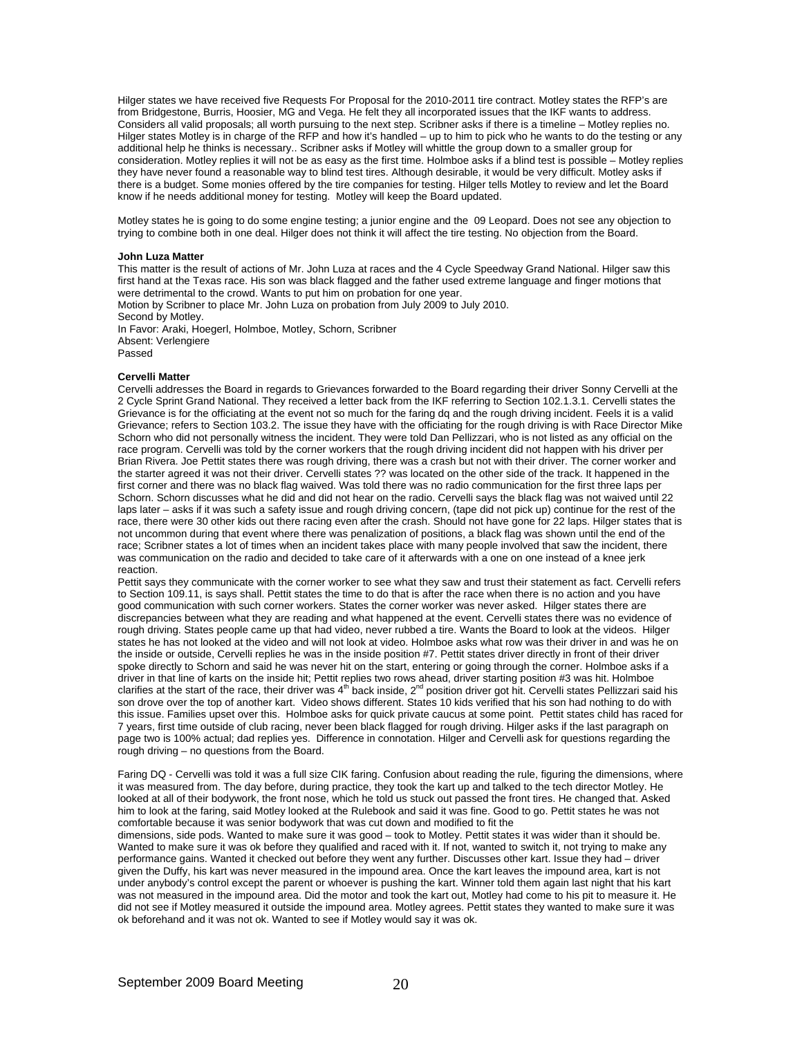Hilger states we have received five Requests For Proposal for the 2010-2011 tire contract. Motley states the RFP's are from Bridgestone, Burris, Hoosier, MG and Vega. He felt they all incorporated issues that the IKF wants to address. Considers all valid proposals; all worth pursuing to the next step. Scribner asks if there is a timeline – Motley replies no. Hilger states Motley is in charge of the RFP and how it's handled – up to him to pick who he wants to do the testing or any additional help he thinks is necessary.. Scribner asks if Motley will whittle the group down to a smaller group for consideration. Motley replies it will not be as easy as the first time. Holmboe asks if a blind test is possible – Motley replies they have never found a reasonable way to blind test tires. Although desirable, it would be very difficult. Motley asks if there is a budget. Some monies offered by the tire companies for testing. Hilger tells Motley to review and let the Board know if he needs additional money for testing. Motley will keep the Board updated.

Motley states he is going to do some engine testing; a junior engine and the 09 Leopard. Does not see any objection to trying to combine both in one deal. Hilger does not think it will affect the tire testing. No objection from the Board.

**John Luza Matter**

This matter is the result of actions of Mr. John Luza at races and the 4 Cycle Speedway Grand National. Hilger saw this first hand at the Texas race. His son was black flagged and the father used extreme language and finger motions that were detrimental to the crowd. Wants to put him on probation for one year.

Motion by Scribner to place Mr. John Luza on probation from July 2009 to July 2010.
Second by Motley.
In Favor: Araki, Hoegerl, Holmboe, Motley, Schorn, Scribner
Absent: Verlengiere
Passed

**Cervelli Matter**

Cervelli addresses the Board in regards to Grievances forwarded to the Board regarding their driver Sonny Cervelli at the 2 Cycle Sprint Grand National. They received a letter back from the IKF referring to Section 102.1.3.1. Cervelli states the Grievance is for the officiating at the event not so much for the faring dq and the rough driving incident. Feels it is a valid Grievance; refers to Section 103.2. The issue they have with the officiating for the rough driving is with Race Director Mike Schorn who did not personally witness the incident. They were told Dan Pellizzari, who is not listed as any official on the race program. Cervelli was told by the corner workers that the rough driving incident did not happen with his driver per Brian Rivera. Joe Pettit states there was rough driving, there was a crash but not with their driver. The corner worker and the starter agreed it was not their driver. Cervelli states ?? was located on the other side of the track. It happened in the first corner and there was no black flag waived. Was told there was no radio communication for the first three laps per Schorn. Schorn discusses what he did and did not hear on the radio. Cervelli says the black flag was not waived until 22 laps later – asks if it was such a safety issue and rough driving concern, (tape did not pick up) continue for the rest of the race, there were 30 other kids out there racing even after the crash. Should not have gone for 22 laps. Hilger states that is not uncommon during that event where there was penalization of positions, a black flag was shown until the end of the race; Scribner states a lot of times when an incident takes place with many people involved that saw the incident, there was communication on the radio and decided to take care of it afterwards with a one on one instead of a knee jerk reaction.

Pettit says they communicate with the corner worker to see what they saw and trust their statement as fact. Cervelli refers to Section 109.11, is says shall. Pettit states the time to do that is after the race when there is no action and you have good communication with such corner workers. States the corner worker was never asked. Hilger states there are discrepancies between what they are reading and what happened at the event. Cervelli states there was no evidence of rough driving. States people came up that had video, never rubbed a tire. Wants the Board to look at the videos. Hilger states he has not looked at the video and will not look at video. Holmboe asks what row was their driver in and was he on the inside or outside, Cervelli replies he was in the inside position #7. Pettit states driver directly in front of their driver spoke directly to Schorn and said he was never hit on the start, entering or going through the corner. Holmboe asks if a driver in that line of karts on the inside hit; Pettit replies two rows ahead, driver starting position #3 was hit. Holmboe clarifies at the start of the race, their driver was 4th back inside, 2nd position driver got hit. Cervelli states Pellizzari said his son drove over the top of another kart. Video shows different. States 10 kids verified that his son had nothing to do with this issue. Families upset over this. Holmboe asks for quick private caucus at some point. Pettit states child has raced for 7 years, first time outside of club racing, never been black flagged for rough driving. Hilger asks if the last paragraph on page two is 100% actual; dad replies yes. Difference in connotation. Hilger and Cervelli ask for questions regarding the rough driving – no questions from the Board.

Faring DQ - Cervelli was told it was a full size CIK faring. Confusion about reading the rule, figuring the dimensions, where it was measured from. The day before, during practice, they took the kart up and talked to the tech director Motley. He looked at all of their bodywork, the front nose, which he told us stuck out passed the front tires. He changed that. Asked him to look at the faring, said Motley looked at the Rulebook and said it was fine. Good to go. Pettit states he was not comfortable because it was senior bodywork that was cut down and modified to fit the dimensions, side pods. Wanted to make sure it was good – took to Motley. Pettit states it was wider than it should be. Wanted to make sure it was ok before they qualified and raced with it. If not, wanted to switch it, not trying to make any performance gains. Wanted it checked out before they went any further. Discusses other kart. Issue they had – driver given the Duffy, his kart was never measured in the impound area. Once the kart leaves the impound area, kart is not under anybody's control except the parent or whoever is pushing the kart. Winner told them again last night that his kart was not measured in the impound area. Did the motor and took the kart out, Motley had come to his pit to measure it. He did not see if Motley measured it outside the impound area. Motley agrees. Pettit states they wanted to make sure it was ok beforehand and it was not ok. Wanted to see if Motley would say it was ok.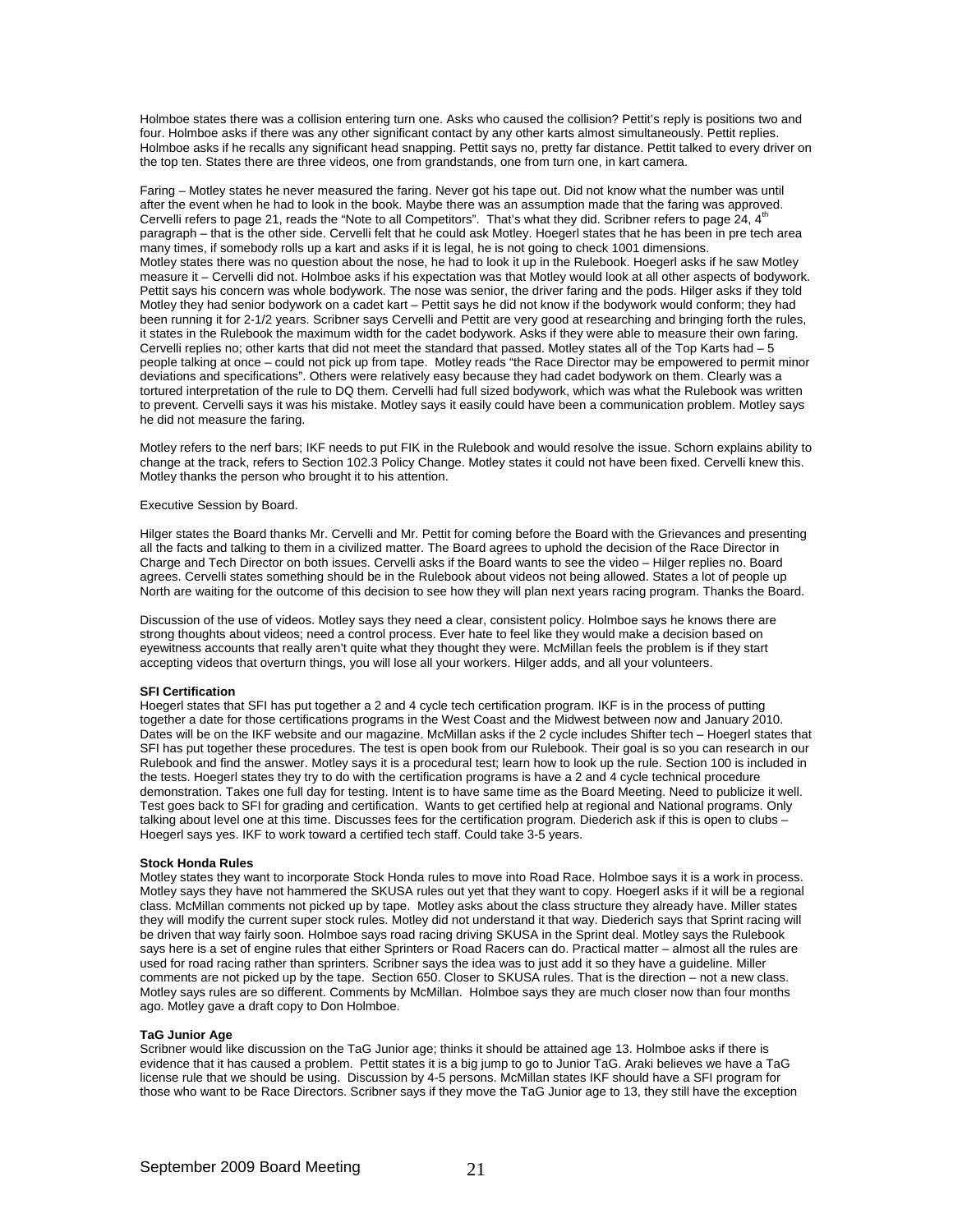Holmboe states there was a collision entering turn one. Asks who caused the collision? Pettit's reply is positions two and four. Holmboe asks if there was any other significant contact by any other karts almost simultaneously. Pettit replies. Holmboe asks if he recalls any significant head snapping. Pettit says no, pretty far distance. Pettit talked to every driver on the top ten. States there are three videos, one from grandstands, one from turn one, in kart camera.

Faring – Motley states he never measured the faring. Never got his tape out. Did not know what the number was until after the event when he had to look in the book. Maybe there was an assumption made that the faring was approved. Cervelli refers to page 21, reads the "Note to all Competitors". That's what they did. Scribner refers to page 24, 4th paragraph – that is the other side. Cervelli felt that he could ask Motley. Hoegerl states that he has been in pre tech area many times, if somebody rolls up a kart and asks if it is legal, he is not going to check 1001 dimensions. Motley states there was no question about the nose, he had to look it up in the Rulebook. Hoegerl asks if he saw Motley measure it – Cervelli did not. Holmboe asks if his expectation was that Motley would look at all other aspects of bodywork. Pettit says his concern was whole bodywork. The nose was senior, the driver faring and the pods. Hilger asks if they told Motley they had senior bodywork on a cadet kart – Pettit says he did not know if the bodywork would conform; they had been running it for 2-1/2 years. Scribner says Cervelli and Pettit are very good at researching and bringing forth the rules, it states in the Rulebook the maximum width for the cadet bodywork. Asks if they were able to measure their own faring. Cervelli replies no; other karts that did not meet the standard that passed. Motley states all of the Top Karts had – 5 people talking at once – could not pick up from tape. Motley reads "the Race Director may be empowered to permit minor deviations and specifications". Others were relatively easy because they had cadet bodywork on them. Clearly was a tortured interpretation of the rule to DQ them. Cervelli had full sized bodywork, which was what the Rulebook was written to prevent. Cervelli says it was his mistake. Motley says it easily could have been a communication problem. Motley says he did not measure the faring.

Motley refers to the nerf bars; IKF needs to put FIK in the Rulebook and would resolve the issue. Schorn explains ability to change at the track, refers to Section 102.3 Policy Change. Motley states it could not have been fixed. Cervelli knew this. Motley thanks the person who brought it to his attention.

Executive Session by Board.

Hilger states the Board thanks Mr. Cervelli and Mr. Pettit for coming before the Board with the Grievances and presenting all the facts and talking to them in a civilized matter. The Board agrees to uphold the decision of the Race Director in Charge and Tech Director on both issues. Cervelli asks if the Board wants to see the video – Hilger replies no. Board agrees. Cervelli states something should be in the Rulebook about videos not being allowed. States a lot of people up North are waiting for the outcome of this decision to see how they will plan next years racing program. Thanks the Board.

Discussion of the use of videos. Motley says they need a clear, consistent policy. Holmboe says he knows there are strong thoughts about videos; need a control process. Ever hate to feel like they would make a decision based on eyewitness accounts that really aren't quite what they thought they were. McMillan feels the problem is if they start accepting videos that overturn things, you will lose all your workers. Hilger adds, and all your volunteers.

**SFI Certification**
Hoegerl states that SFI has put together a 2 and 4 cycle tech certification program. IKF is in the process of putting together a date for those certifications programs in the West Coast and the Midwest between now and January 2010. Dates will be on the IKF website and our magazine. McMillan asks if the 2 cycle includes Shifter tech – Hoegerl states that SFI has put together these procedures. The test is open book from our Rulebook. Their goal is so you can research in our Rulebook and find the answer. Motley says it is a procedural test; learn how to look up the rule. Section 100 is included in the tests. Hoegerl states they try to do with the certification programs is have a 2 and 4 cycle technical procedure demonstration. Takes one full day for testing. Intent is to have same time as the Board Meeting. Need to publicize it well. Test goes back to SFI for grading and certification. Wants to get certified help at regional and National programs. Only talking about level one at this time. Discusses fees for the certification program. Diederich ask if this is open to clubs – Hoegerl says yes. IKF to work toward a certified tech staff. Could take 3-5 years.

**Stock Honda Rules**
Motley states they want to incorporate Stock Honda rules to move into Road Race. Holmboe says it is a work in process. Motley says they have not hammered the SKUSA rules out yet that they want to copy. Hoegerl asks if it will be a regional class. McMillan comments not picked up by tape. Motley asks about the class structure they already have. Miller states they will modify the current super stock rules. Motley did not understand it that way. Diederich says that Sprint racing will be driven that way fairly soon. Holmboe says road racing driving SKUSA in the Sprint deal. Motley says the Rulebook says here is a set of engine rules that either Sprinters or Road Racers can do. Practical matter – almost all the rules are used for road racing rather than sprinters. Scribner says the idea was to just add it so they have a guideline. Miller comments are not picked up by the tape. Section 650. Closer to SKUSA rules. That is the direction – not a new class. Motley says rules are so different. Comments by McMillan. Holmboe says they are much closer now than four months ago. Motley gave a draft copy to Don Holmboe.

**TaG Junior Age**
Scribner would like discussion on the TaG Junior age; thinks it should be attained age 13. Holmboe asks if there is evidence that it has caused a problem. Pettit states it is a big jump to go to Junior TaG. Araki believes we have a TaG license rule that we should be using. Discussion by 4-5 persons. McMillan states IKF should have a SFI program for those who want to be Race Directors. Scribner says if they move the TaG Junior age to 13, they still have the exception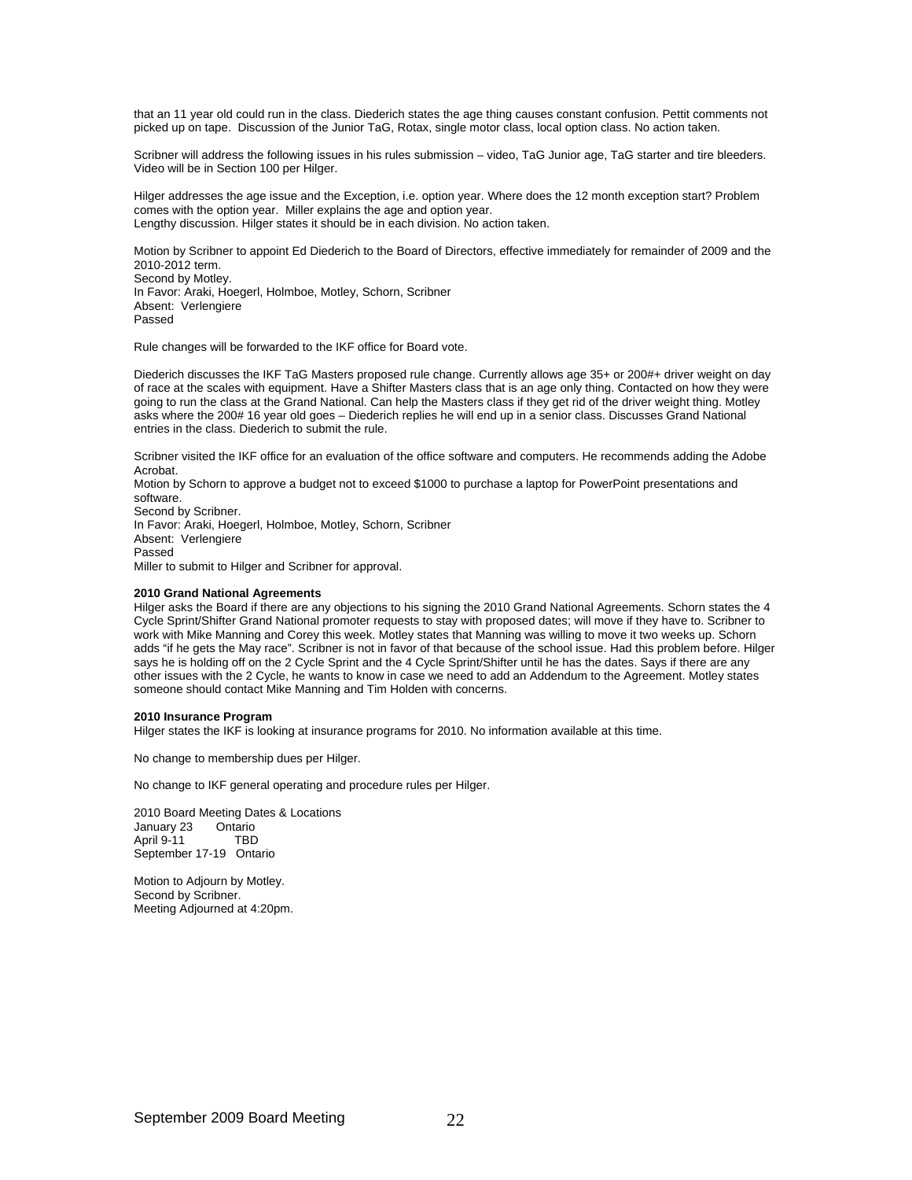that an 11 year old could run in the class. Diederich states the age thing causes constant confusion. Pettit comments not picked up on tape. Discussion of the Junior TaG, Rotax, single motor class, local option class. No action taken.

Scribner will address the following issues in his rules submission – video, TaG Junior age, TaG starter and tire bleeders. Video will be in Section 100 per Hilger.

Hilger addresses the age issue and the Exception, i.e. option year. Where does the 12 month exception start? Problem comes with the option year. Miller explains the age and option year.
Lengthy discussion. Hilger states it should be in each division. No action taken.

Motion by Scribner to appoint Ed Diederich to the Board of Directors, effective immediately for remainder of 2009 and the 2010-2012 term.
Second by Motley.
In Favor: Araki, Hoegerl, Holmboe, Motley, Schorn, Scribner
Absent: Verlengiere
Passed

Rule changes will be forwarded to the IKF office for Board vote.

Diederich discusses the IKF TaG Masters proposed rule change. Currently allows age 35+ or 200#+ driver weight on day of race at the scales with equipment. Have a Shifter Masters class that is an age only thing. Contacted on how they were going to run the class at the Grand National. Can help the Masters class if they get rid of the driver weight thing. Motley asks where the 200# 16 year old goes – Diederich replies he will end up in a senior class. Discusses Grand National entries in the class. Diederich to submit the rule.

Scribner visited the IKF office for an evaluation of the office software and computers. He recommends adding the Adobe Acrobat.
Motion by Schorn to approve a budget not to exceed $1000 to purchase a laptop for PowerPoint presentations and software.
Second by Scribner.
In Favor: Araki, Hoegerl, Holmboe, Motley, Schorn, Scribner
Absent: Verlengiere
Passed
Miller to submit to Hilger and Scribner for approval.

**2010 Grand National Agreements**
Hilger asks the Board if there are any objections to his signing the 2010 Grand National Agreements. Schorn states the 4 Cycle Sprint/Shifter Grand National promoter requests to stay with proposed dates; will move if they have to. Scribner to work with Mike Manning and Corey this week. Motley states that Manning was willing to move it two weeks up. Schorn adds "if he gets the May race". Scribner is not in favor of that because of the school issue. Had this problem before. Hilger says he is holding off on the 2 Cycle Sprint and the 4 Cycle Sprint/Shifter until he has the dates. Says if there are any other issues with the 2 Cycle, he wants to know in case we need to add an Addendum to the Agreement. Motley states someone should contact Mike Manning and Tim Holden with concerns.

**2010 Insurance Program**
Hilger states the IKF is looking at insurance programs for 2010. No information available at this time.

No change to membership dues per Hilger.

No change to IKF general operating and procedure rules per Hilger.

2010 Board Meeting Dates & Locations
January 23 Ontario
April 9-11 TBD
September 17-19 Ontario

Motion to Adjourn by Motley.
Second by Scribner.
Meeting Adjourned at 4:20pm.